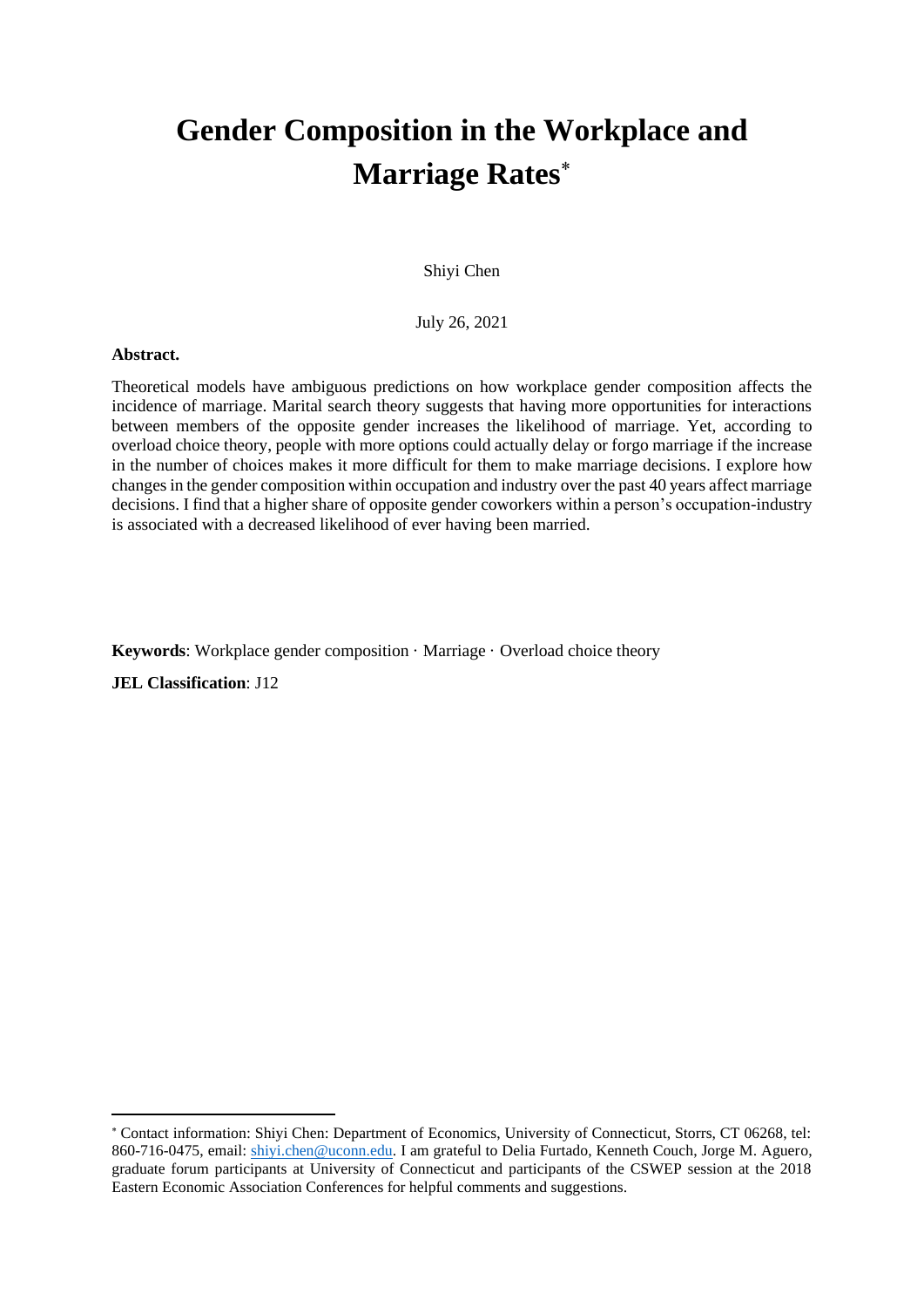# Gender Composition in the Workplace and Marriage Rates[*]

Shiyi Chen

July 26, 2021

**Abstract.**

Theoretical models have ambiguous predictions on how workplace gender composition affects the incidence of marriage. Marital search theory suggests that having more opportunities for interactions between members of the opposite gender increases the likelihood of marriage. Yet, according to overload choice theory, people with more options could actually delay or forgo marriage if the increase in the number of choices makes it more difficult for them to make marriage decisions. I explore how changes in the gender composition within occupation and industry over the past 40 years affect marriage decisions. I find that a higher share of opposite gender coworkers within a person's occupation-industry is associated with a decreased likelihood of ever having been married.

**Keywords**: Workplace gender composition · Marriage · Overload choice theory

**JEL Classification**: J12

---

[*] Contact information: Shiyi Chen: Department of Economics, University of Connecticut, Storrs, CT 06268, tel: 860-716-0475, email: shiyi.chen@uconn.edu. I am grateful to Delia Furtado, Kenneth Couch, Jorge M. Aguero, graduate forum participants at University of Connecticut and participants of the CSWEP session at the 2018 Eastern Economic Association Conferences for helpful comments and suggestions.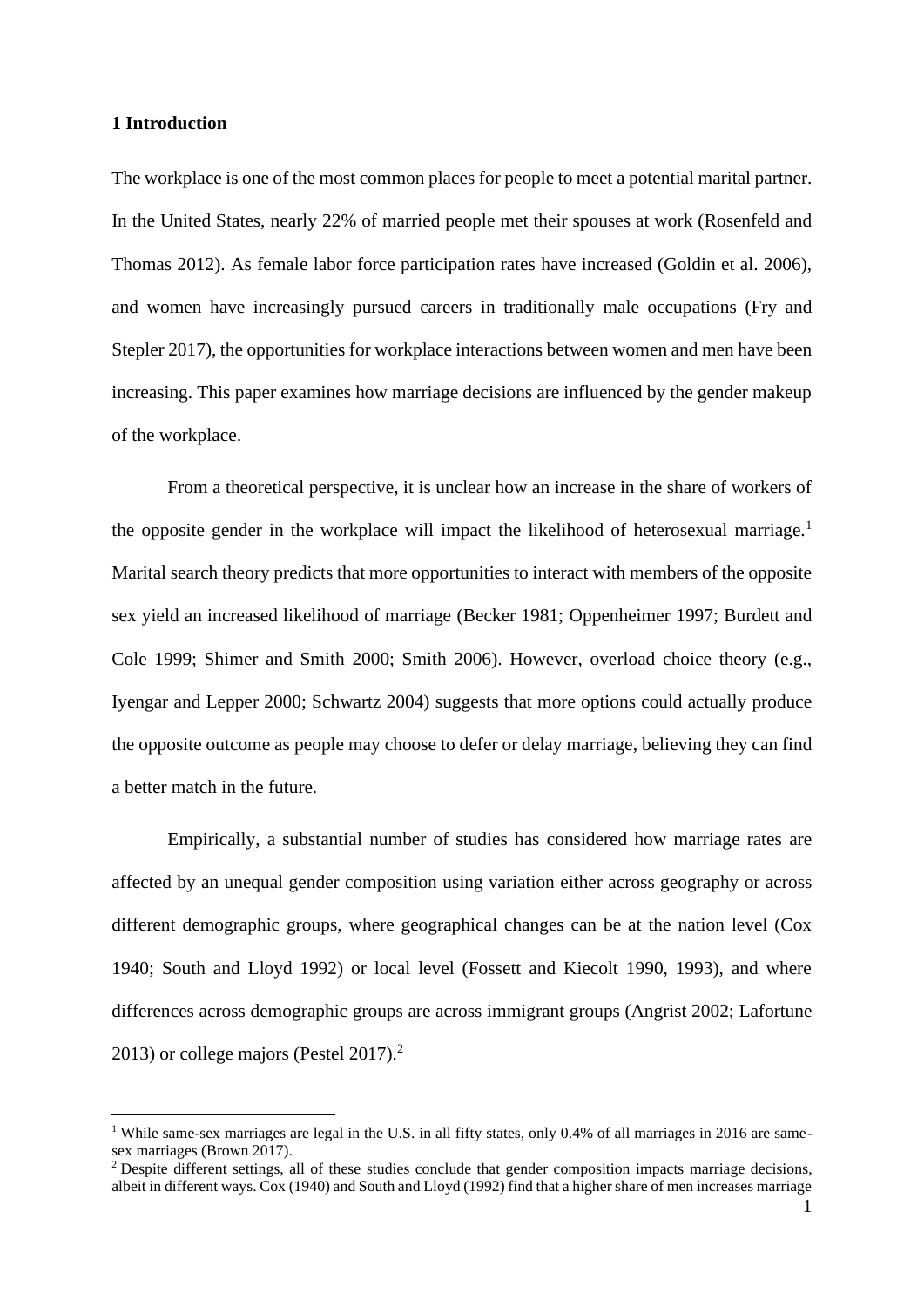## 1 Introduction

The workplace is one of the most common places for people to meet a potential marital partner. In the United States, nearly 22% of married people met their spouses at work (Rosenfeld and Thomas 2012). As female labor force participation rates have increased (Goldin et al. 2006), and women have increasingly pursued careers in traditionally male occupations (Fry and Stepler 2017), the opportunities for workplace interactions between women and men have been increasing. This paper examines how marriage decisions are influenced by the gender makeup of the workplace.

From a theoretical perspective, it is unclear how an increase in the share of workers of the opposite gender in the workplace will impact the likelihood of heterosexual marriage.[1] Marital search theory predicts that more opportunities to interact with members of the opposite sex yield an increased likelihood of marriage (Becker 1981; Oppenheimer 1997; Burdett and Cole 1999; Shimer and Smith 2000; Smith 2006). However, overload choice theory (e.g., Iyengar and Lepper 2000; Schwartz 2004) suggests that more options could actually produce the opposite outcome as people may choose to defer or delay marriage, believing they can find a better match in the future.

Empirically, a substantial number of studies has considered how marriage rates are affected by an unequal gender composition using variation either across geography or across different demographic groups, where geographical changes can be at the nation level (Cox 1940; South and Lloyd 1992) or local level (Fossett and Kiecolt 1990, 1993), and where differences across demographic groups are across immigrant groups (Angrist 2002; Lafortune 2013) or college majors (Pestel 2017).[2]

[1] While same-sex marriages are legal in the U.S. in all fifty states, only 0.4% of all marriages in 2016 are same-sex marriages (Brown 2017).

[2] Despite different settings, all of these studies conclude that gender composition impacts marriage decisions, albeit in different ways. Cox (1940) and South and Lloyd (1992) find that a higher share of men increases marriage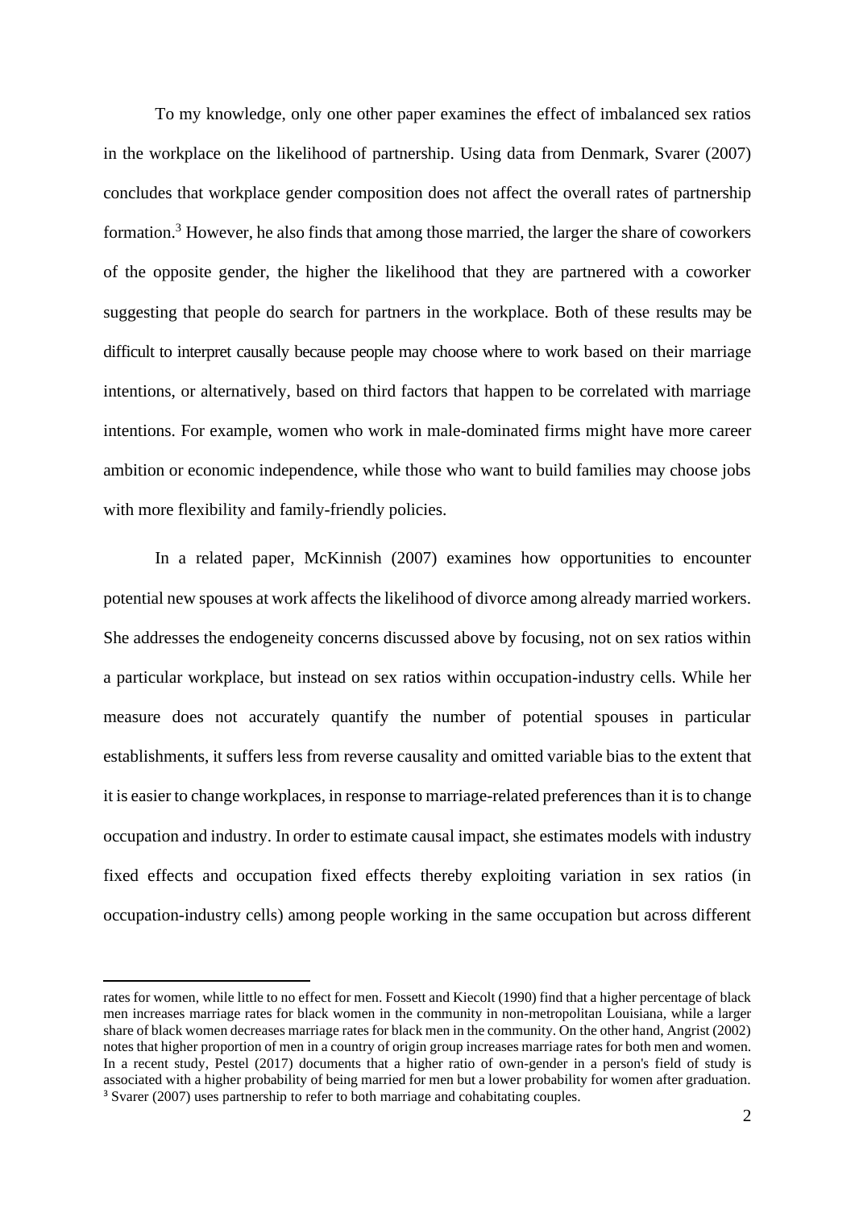To my knowledge, only one other paper examines the effect of imbalanced sex ratios in the workplace on the likelihood of partnership. Using data from Denmark, Svarer (2007) concludes that workplace gender composition does not affect the overall rates of partnership formation.[3] However, he also finds that among those married, the larger the share of coworkers of the opposite gender, the higher the likelihood that they are partnered with a coworker suggesting that people do search for partners in the workplace. Both of these results may be difficult to interpret causally because people may choose where to work based on their marriage intentions, or alternatively, based on third factors that happen to be correlated with marriage intentions. For example, women who work in male-dominated firms might have more career ambition or economic independence, while those who want to build families may choose jobs with more flexibility and family-friendly policies.

In a related paper, McKinnish (2007) examines how opportunities to encounter potential new spouses at work affects the likelihood of divorce among already married workers. She addresses the endogeneity concerns discussed above by focusing, not on sex ratios within a particular workplace, but instead on sex ratios within occupation-industry cells. While her measure does not accurately quantify the number of potential spouses in particular establishments, it suffers less from reverse causality and omitted variable bias to the extent that it is easier to change workplaces, in response to marriage-related preferences than it is to change occupation and industry. In order to estimate causal impact, she estimates models with industry fixed effects and occupation fixed effects thereby exploiting variation in sex ratios (in occupation-industry cells) among people working in the same occupation but across different

---

rates for women, while little to no effect for men. Fossett and Kiecolt (1990) find that a higher percentage of black men increases marriage rates for black women in the community in non-metropolitan Louisiana, while a larger share of black women decreases marriage rates for black men in the community. On the other hand, Angrist (2002) notes that higher proportion of men in a country of origin group increases marriage rates for both men and women. In a recent study, Pestel (2017) documents that a higher ratio of own-gender in a person's field of study is associated with a higher probability of being married for men but a lower probability for women after graduation.

[3] Svarer (2007) uses partnership to refer to both marriage and cohabitating couples.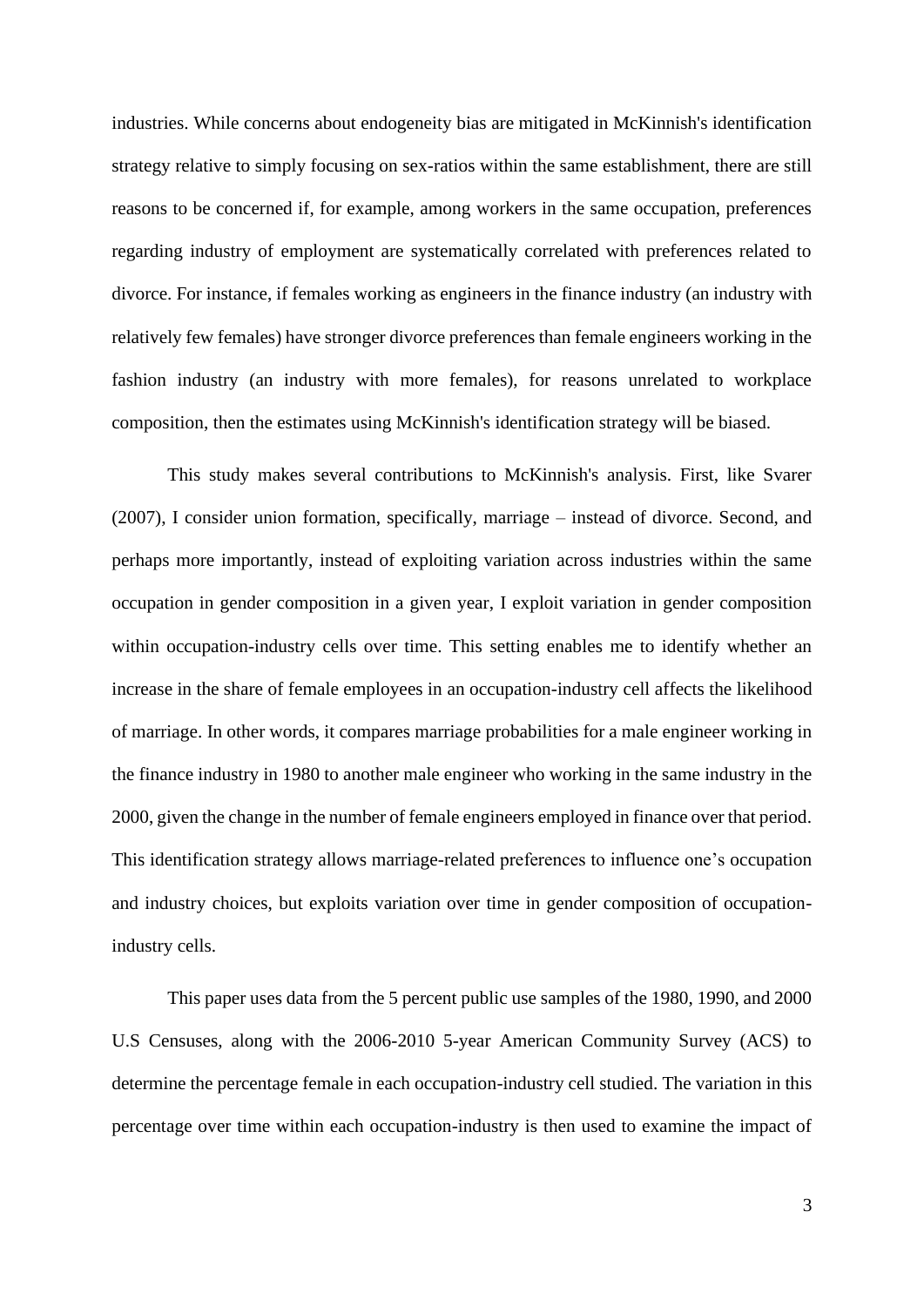industries. While concerns about endogeneity bias are mitigated in McKinnish's identification strategy relative to simply focusing on sex-ratios within the same establishment, there are still reasons to be concerned if, for example, among workers in the same occupation, preferences regarding industry of employment are systematically correlated with preferences related to divorce. For instance, if females working as engineers in the finance industry (an industry with relatively few females) have stronger divorce preferences than female engineers working in the fashion industry (an industry with more females), for reasons unrelated to workplace composition, then the estimates using McKinnish's identification strategy will be biased.

This study makes several contributions to McKinnish's analysis. First, like Svarer (2007), I consider union formation, specifically, marriage – instead of divorce. Second, and perhaps more importantly, instead of exploiting variation across industries within the same occupation in gender composition in a given year, I exploit variation in gender composition within occupation-industry cells over time. This setting enables me to identify whether an increase in the share of female employees in an occupation-industry cell affects the likelihood of marriage. In other words, it compares marriage probabilities for a male engineer working in the finance industry in 1980 to another male engineer who working in the same industry in the 2000, given the change in the number of female engineers employed in finance over that period. This identification strategy allows marriage-related preferences to influence one's occupation and industry choices, but exploits variation over time in gender composition of occupation-industry cells.

This paper uses data from the 5 percent public use samples of the 1980, 1990, and 2000 U.S Censuses, along with the 2006-2010 5-year American Community Survey (ACS) to determine the percentage female in each occupation-industry cell studied. The variation in this percentage over time within each occupation-industry is then used to examine the impact of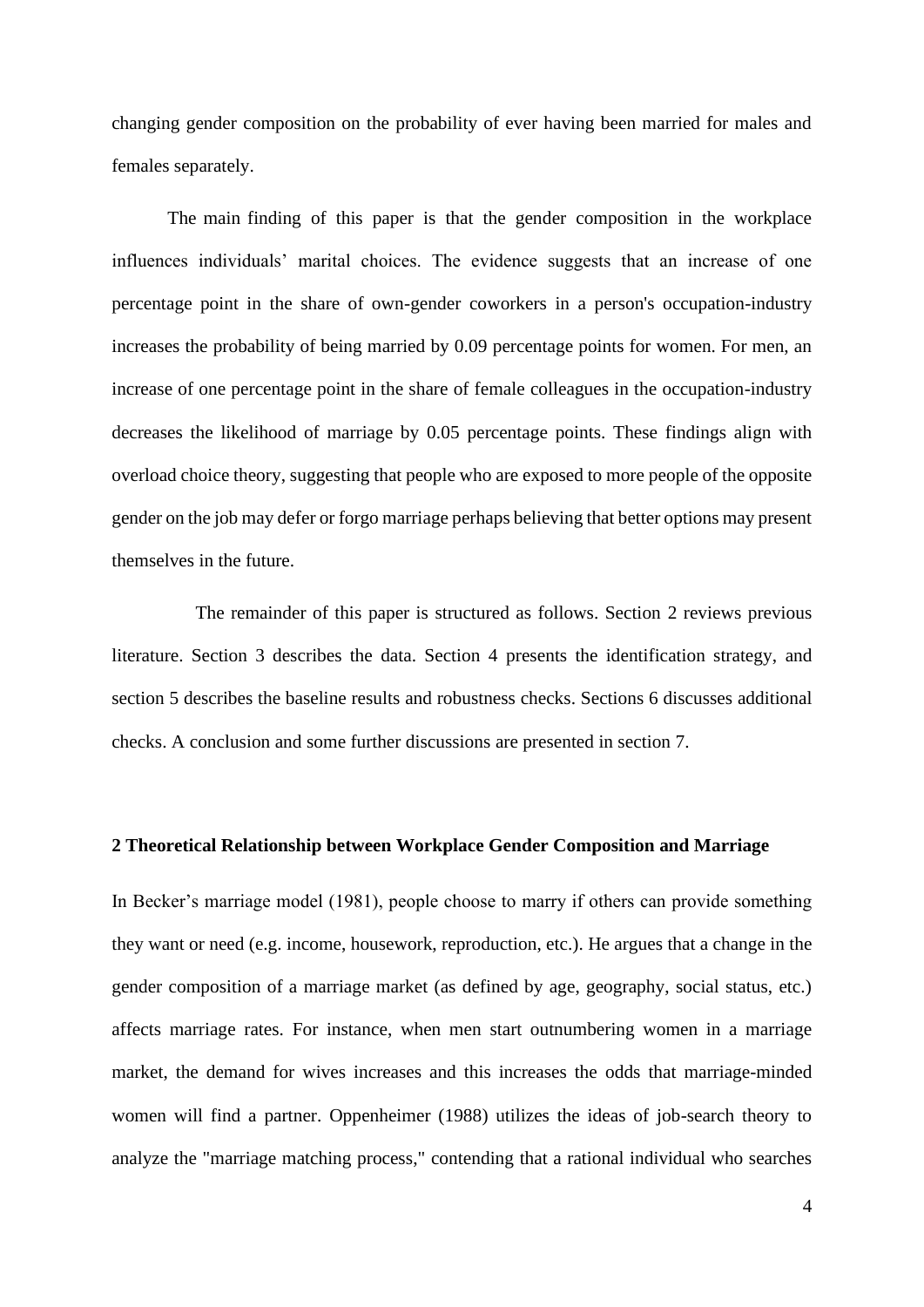changing gender composition on the probability of ever having been married for males and females separately.

The main finding of this paper is that the gender composition in the workplace influences individuals' marital choices. The evidence suggests that an increase of one percentage point in the share of own-gender coworkers in a person's occupation-industry increases the probability of being married by 0.09 percentage points for women. For men, an increase of one percentage point in the share of female colleagues in the occupation-industry decreases the likelihood of marriage by 0.05 percentage points. These findings align with overload choice theory, suggesting that people who are exposed to more people of the opposite gender on the job may defer or forgo marriage perhaps believing that better options may present themselves in the future.

The remainder of this paper is structured as follows. Section 2 reviews previous literature. Section 3 describes the data. Section 4 presents the identification strategy, and section 5 describes the baseline results and robustness checks. Sections 6 discusses additional checks. A conclusion and some further discussions are presented in section 7.

## 2 Theoretical Relationship between Workplace Gender Composition and Marriage

In Becker's marriage model (1981), people choose to marry if others can provide something they want or need (e.g. income, housework, reproduction, etc.). He argues that a change in the gender composition of a marriage market (as defined by age, geography, social status, etc.) affects marriage rates. For instance, when men start outnumbering women in a marriage market, the demand for wives increases and this increases the odds that marriage-minded women will find a partner. Oppenheimer (1988) utilizes the ideas of job-search theory to analyze the "marriage matching process," contending that a rational individual who searches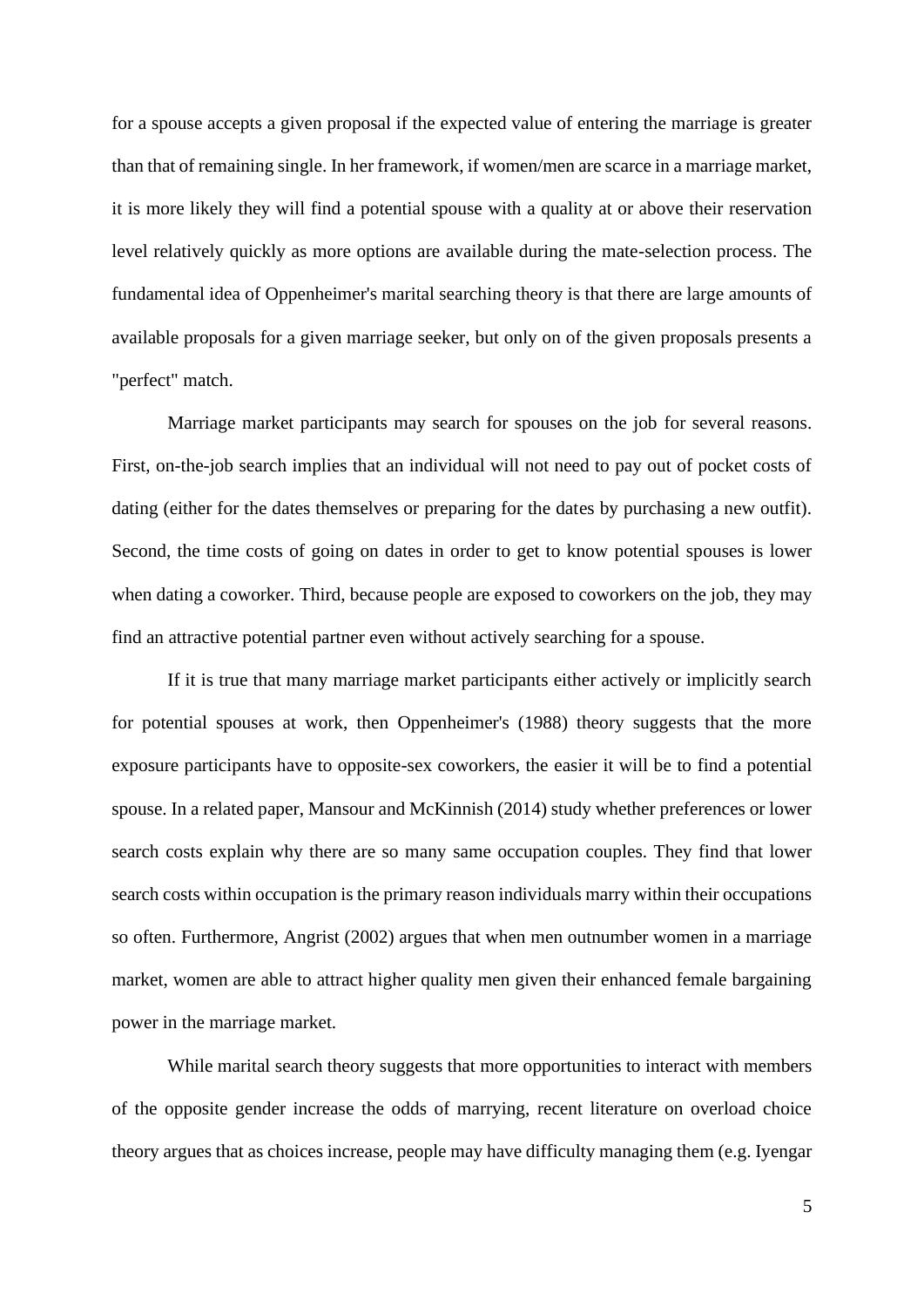for a spouse accepts a given proposal if the expected value of entering the marriage is greater than that of remaining single. In her framework, if women/men are scarce in a marriage market, it is more likely they will find a potential spouse with a quality at or above their reservation level relatively quickly as more options are available during the mate-selection process. The fundamental idea of Oppenheimer's marital searching theory is that there are large amounts of available proposals for a given marriage seeker, but only on of the given proposals presents a "perfect" match.

Marriage market participants may search for spouses on the job for several reasons. First, on-the-job search implies that an individual will not need to pay out of pocket costs of dating (either for the dates themselves or preparing for the dates by purchasing a new outfit). Second, the time costs of going on dates in order to get to know potential spouses is lower when dating a coworker. Third, because people are exposed to coworkers on the job, they may find an attractive potential partner even without actively searching for a spouse.

If it is true that many marriage market participants either actively or implicitly search for potential spouses at work, then Oppenheimer's (1988) theory suggests that the more exposure participants have to opposite-sex coworkers, the easier it will be to find a potential spouse. In a related paper, Mansour and McKinnish (2014) study whether preferences or lower search costs explain why there are so many same occupation couples. They find that lower search costs within occupation is the primary reason individuals marry within their occupations so often. Furthermore, Angrist (2002) argues that when men outnumber women in a marriage market, women are able to attract higher quality men given their enhanced female bargaining power in the marriage market.

While marital search theory suggests that more opportunities to interact with members of the opposite gender increase the odds of marrying, recent literature on overload choice theory argues that as choices increase, people may have difficulty managing them (e.g. Iyengar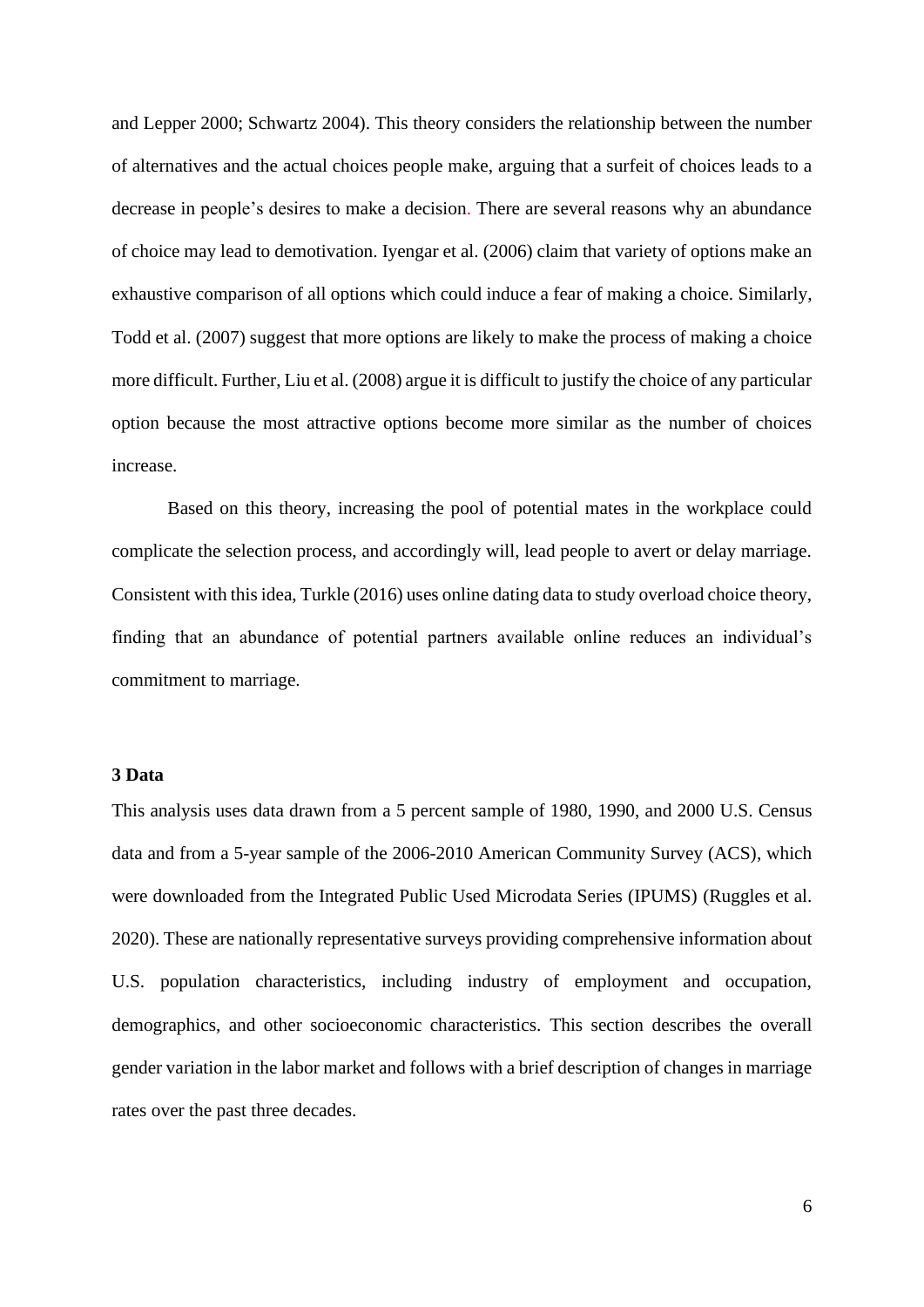and Lepper 2000; Schwartz 2004). This theory considers the relationship between the number of alternatives and the actual choices people make, arguing that a surfeit of choices leads to a decrease in people's desires to make a decision. There are several reasons why an abundance of choice may lead to demotivation. Iyengar et al. (2006) claim that variety of options make an exhaustive comparison of all options which could induce a fear of making a choice. Similarly, Todd et al. (2007) suggest that more options are likely to make the process of making a choice more difficult. Further, Liu et al. (2008) argue it is difficult to justify the choice of any particular option because the most attractive options become more similar as the number of choices increase.

Based on this theory, increasing the pool of potential mates in the workplace could complicate the selection process, and accordingly will, lead people to avert or delay marriage. Consistent with this idea, Turkle (2016) uses online dating data to study overload choice theory, finding that an abundance of potential partners available online reduces an individual's commitment to marriage.

## 3 Data

This analysis uses data drawn from a 5 percent sample of 1980, 1990, and 2000 U.S. Census data and from a 5-year sample of the 2006-2010 American Community Survey (ACS), which were downloaded from the Integrated Public Used Microdata Series (IPUMS) (Ruggles et al. 2020). These are nationally representative surveys providing comprehensive information about U.S. population characteristics, including industry of employment and occupation, demographics, and other socioeconomic characteristics. This section describes the overall gender variation in the labor market and follows with a brief description of changes in marriage rates over the past three decades.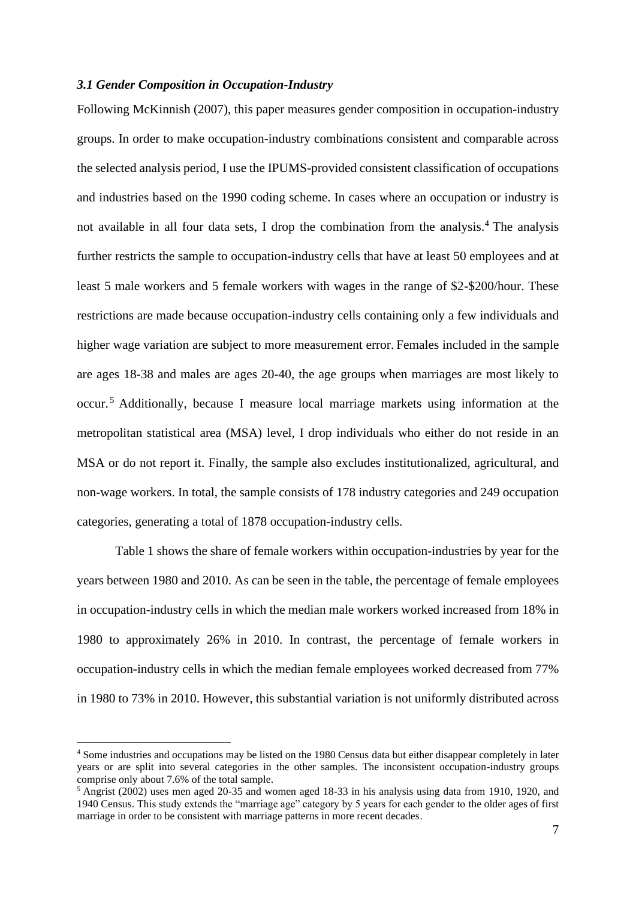### *3.1 Gender Composition in Occupation-Industry*

Following McKinnish (2007), this paper measures gender composition in occupation-industry groups. In order to make occupation-industry combinations consistent and comparable across the selected analysis period, I use the IPUMS-provided consistent classification of occupations and industries based on the 1990 coding scheme. In cases where an occupation or industry is not available in all four data sets, I drop the combination from the analysis.[4] The analysis further restricts the sample to occupation-industry cells that have at least 50 employees and at least 5 male workers and 5 female workers with wages in the range of $2-$200/hour. These restrictions are made because occupation-industry cells containing only a few individuals and higher wage variation are subject to more measurement error. Females included in the sample are ages 18-38 and males are ages 20-40, the age groups when marriages are most likely to occur.[5] Additionally, because I measure local marriage markets using information at the metropolitan statistical area (MSA) level, I drop individuals who either do not reside in an MSA or do not report it. Finally, the sample also excludes institutionalized, agricultural, and non-wage workers. In total, the sample consists of 178 industry categories and 249 occupation categories, generating a total of 1878 occupation-industry cells.

Table 1 shows the share of female workers within occupation-industries by year for the years between 1980 and 2010. As can be seen in the table, the percentage of female employees in occupation-industry cells in which the median male workers worked increased from 18% in 1980 to approximately 26% in 2010. In contrast, the percentage of female workers in occupation-industry cells in which the median female employees worked decreased from 77% in 1980 to 73% in 2010. However, this substantial variation is not uniformly distributed across

[4] Some industries and occupations may be listed on the 1980 Census data but either disappear completely in later years or are split into several categories in the other samples. The inconsistent occupation-industry groups comprise only about 7.6% of the total sample.

[5] Angrist (2002) uses men aged 20-35 and women aged 18-33 in his analysis using data from 1910, 1920, and 1940 Census. This study extends the "marriage age" category by 5 years for each gender to the older ages of first marriage in order to be consistent with marriage patterns in more recent decades.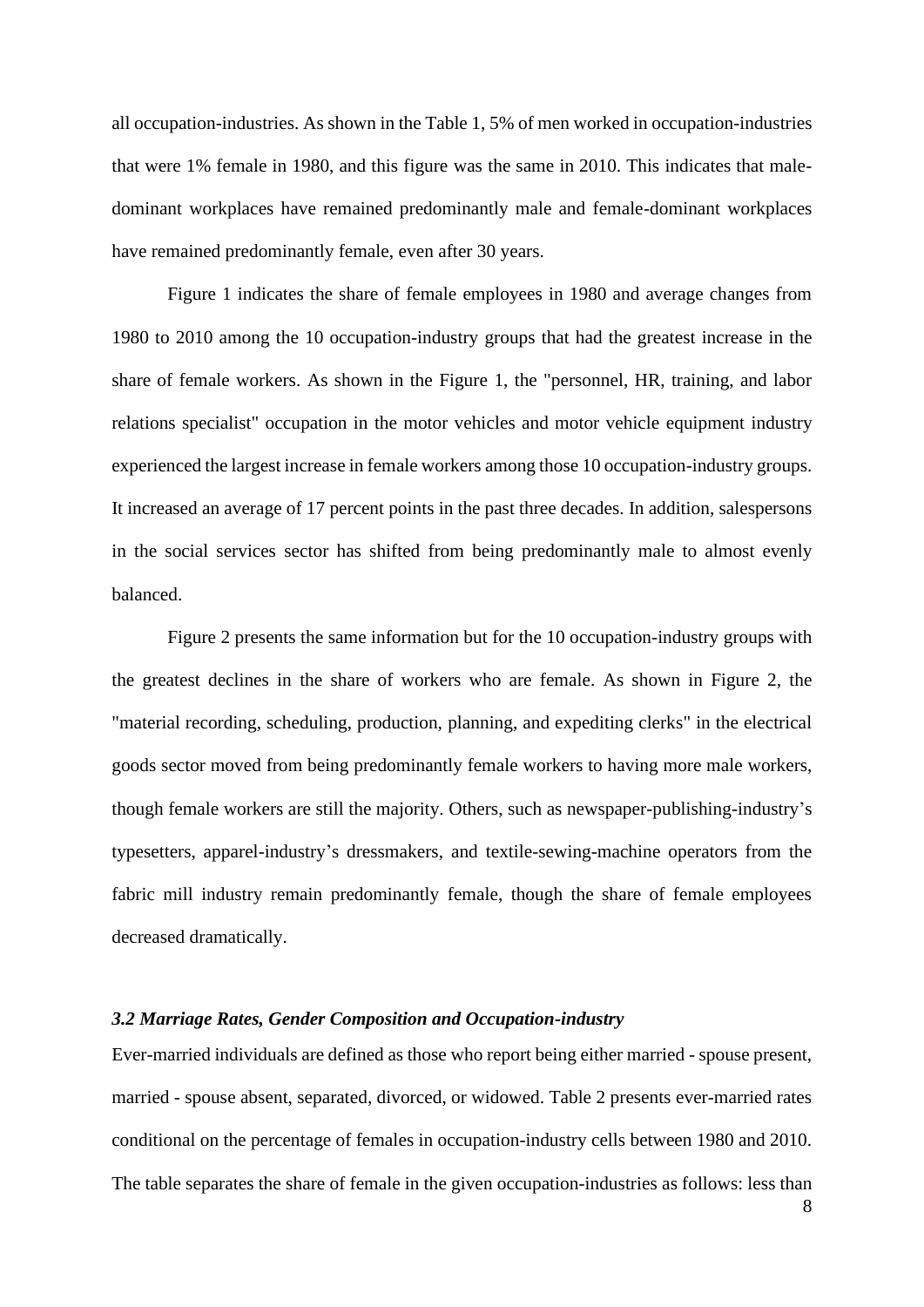all occupation-industries. As shown in the Table 1, 5% of men worked in occupation-industries that were 1% female in 1980, and this figure was the same in 2010. This indicates that male-dominant workplaces have remained predominantly male and female-dominant workplaces have remained predominantly female, even after 30 years.

Figure 1 indicates the share of female employees in 1980 and average changes from 1980 to 2010 among the 10 occupation-industry groups that had the greatest increase in the share of female workers. As shown in the Figure 1, the "personnel, HR, training, and labor relations specialist" occupation in the motor vehicles and motor vehicle equipment industry experienced the largest increase in female workers among those 10 occupation-industry groups. It increased an average of 17 percent points in the past three decades. In addition, salespersons in the social services sector has shifted from being predominantly male to almost evenly balanced.

Figure 2 presents the same information but for the 10 occupation-industry groups with the greatest declines in the share of workers who are female. As shown in Figure 2, the "material recording, scheduling, production, planning, and expediting clerks" in the electrical goods sector moved from being predominantly female workers to having more male workers, though female workers are still the majority. Others, such as newspaper-publishing-industry's typesetters, apparel-industry's dressmakers, and textile-sewing-machine operators from the fabric mill industry remain predominantly female, though the share of female employees decreased dramatically.

### *3.2 Marriage Rates, Gender Composition and Occupation-industry*

Ever-married individuals are defined as those who report being either married - spouse present, married - spouse absent, separated, divorced, or widowed. Table 2 presents ever-married rates conditional on the percentage of females in occupation-industry cells between 1980 and 2010. The table separates the share of female in the given occupation-industries as follows: less than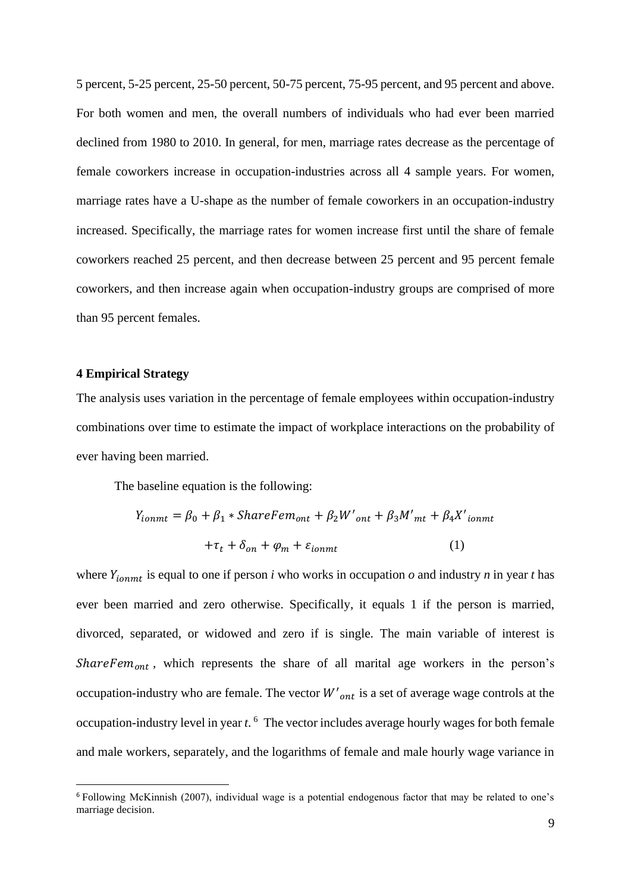5 percent, 5-25 percent, 25-50 percent, 50-75 percent, 75-95 percent, and 95 percent and above. For both women and men, the overall numbers of individuals who had ever been married declined from 1980 to 2010. In general, for men, marriage rates decrease as the percentage of female coworkers increase in occupation-industries across all 4 sample years. For women, marriage rates have a U-shape as the number of female coworkers in an occupation-industry increased. Specifically, the marriage rates for women increase first until the share of female coworkers reached 25 percent, and then decrease between 25 percent and 95 percent female coworkers, and then increase again when occupation-industry groups are comprised of more than 95 percent females.

### 4 Empirical Strategy

The analysis uses variation in the percentage of female employees within occupation-industry combinations over time to estimate the impact of workplace interactions on the probability of ever having been married.

The baseline equation is the following:

$$Y_{ionmt} = \beta_0 + \beta_1 * ShareFem_{ont} + \beta_2 W'_{ont} + \beta_3 M'_{mt} + \beta_4 X'_{ionmt}$$
$$+ \tau_t + \delta_{on} + \varphi_m + \varepsilon_{ionmt} \qquad (1)$$

where $Y_{ionmt}$ is equal to one if person *i* who works in occupation *o* and industry *n* in year *t* has ever been married and zero otherwise. Specifically, it equals 1 if the person is married, divorced, separated, or widowed and zero if is single. The main variable of interest is $ShareFem_{ont}$, which represents the share of all marital age workers in the person's occupation-industry who are female. The vector $W'_{ont}$ is a set of average wage controls at the occupation-industry level in year *t*. [6] The vector includes average hourly wages for both female and male workers, separately, and the logarithms of female and male hourly wage variance in

[6] Following McKinnish (2007), individual wage is a potential endogenous factor that may be related to one's marriage decision.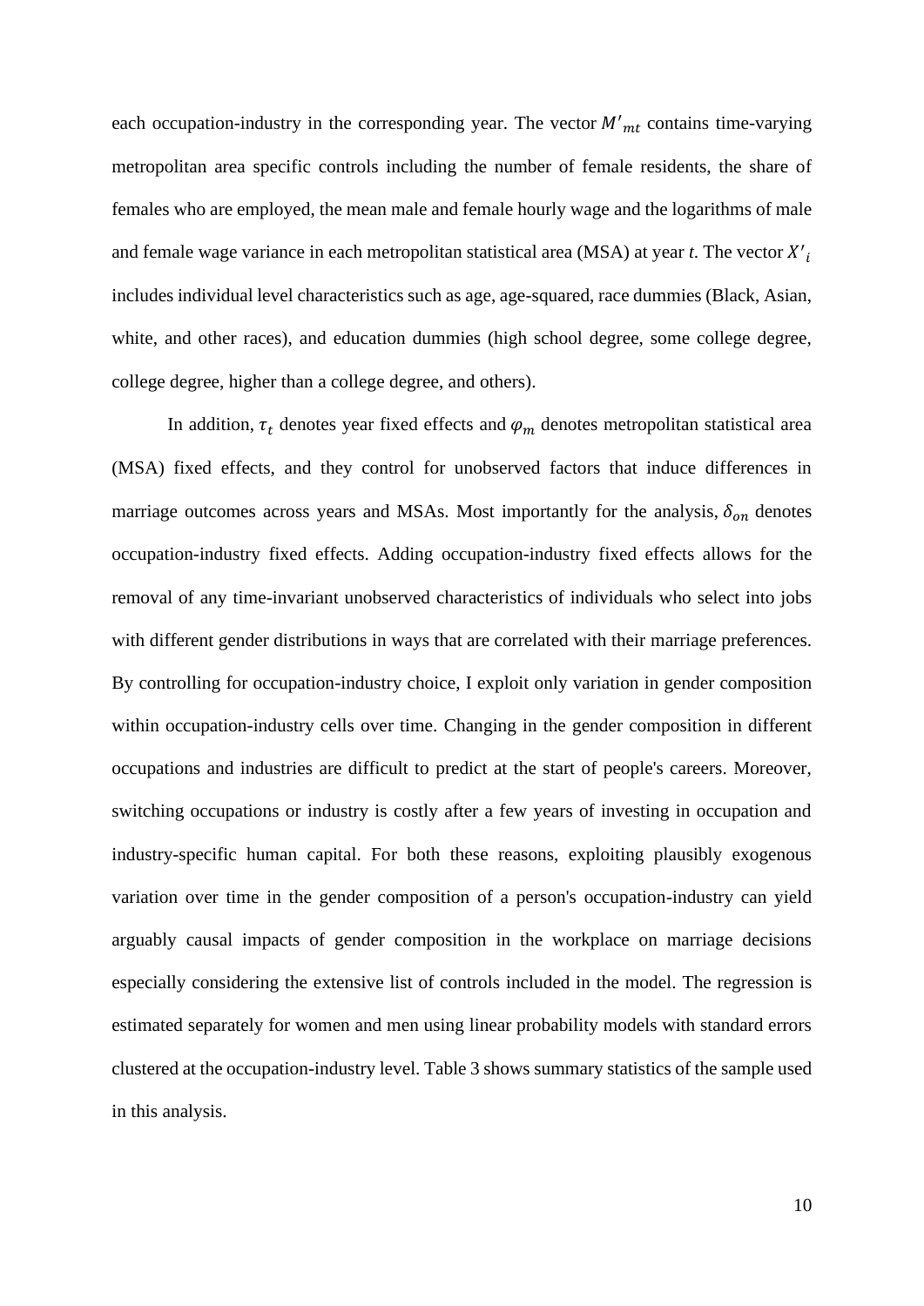each occupation-industry in the corresponding year. The vector $M'_{mt}$ contains time-varying metropolitan area specific controls including the number of female residents, the share of females who are employed, the mean male and female hourly wage and the logarithms of male and female wage variance in each metropolitan statistical area (MSA) at year *t*. The vector $X'_{i}$ includes individual level characteristics such as age, age-squared, race dummies (Black, Asian, white, and other races), and education dummies (high school degree, some college degree, college degree, higher than a college degree, and others).

In addition, $\tau_t$ denotes year fixed effects and $\varphi_m$ denotes metropolitan statistical area (MSA) fixed effects, and they control for unobserved factors that induce differences in marriage outcomes across years and MSAs. Most importantly for the analysis, $\delta_{on}$ denotes occupation-industry fixed effects. Adding occupation-industry fixed effects allows for the removal of any time-invariant unobserved characteristics of individuals who select into jobs with different gender distributions in ways that are correlated with their marriage preferences. By controlling for occupation-industry choice, I exploit only variation in gender composition within occupation-industry cells over time. Changing in the gender composition in different occupations and industries are difficult to predict at the start of people's careers. Moreover, switching occupations or industry is costly after a few years of investing in occupation and industry-specific human capital. For both these reasons, exploiting plausibly exogenous variation over time in the gender composition of a person's occupation-industry can yield arguably causal impacts of gender composition in the workplace on marriage decisions especially considering the extensive list of controls included in the model. The regression is estimated separately for women and men using linear probability models with standard errors clustered at the occupation-industry level. Table 3 shows summary statistics of the sample used in this analysis.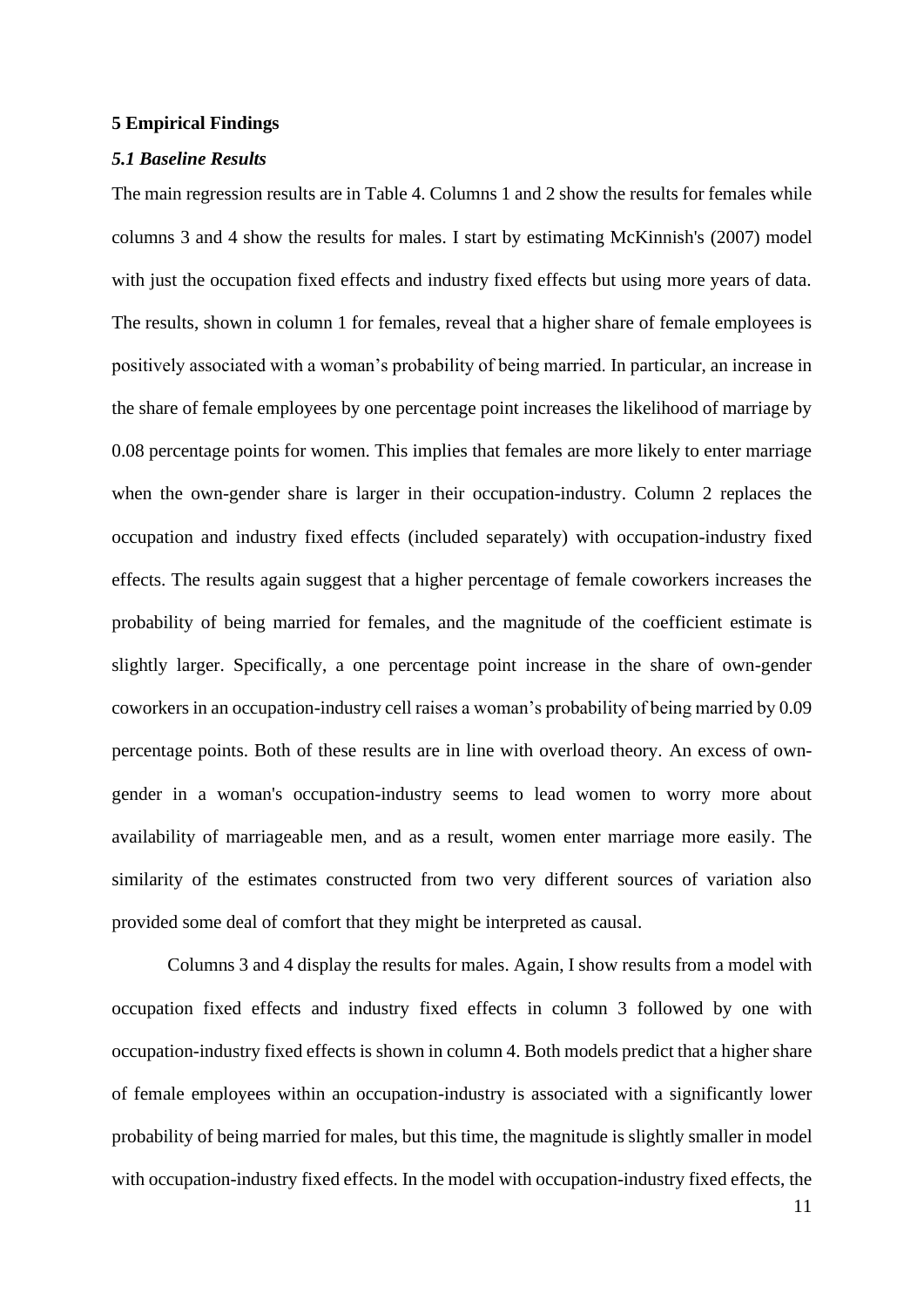## 5 Empirical Findings

### *5.1 Baseline Results*

The main regression results are in Table 4. Columns 1 and 2 show the results for females while columns 3 and 4 show the results for males. I start by estimating McKinnish's (2007) model with just the occupation fixed effects and industry fixed effects but using more years of data. The results, shown in column 1 for females, reveal that a higher share of female employees is positively associated with a woman's probability of being married. In particular, an increase in the share of female employees by one percentage point increases the likelihood of marriage by 0.08 percentage points for women. This implies that females are more likely to enter marriage when the own-gender share is larger in their occupation-industry. Column 2 replaces the occupation and industry fixed effects (included separately) with occupation-industry fixed effects. The results again suggest that a higher percentage of female coworkers increases the probability of being married for females, and the magnitude of the coefficient estimate is slightly larger. Specifically, a one percentage point increase in the share of own-gender coworkers in an occupation-industry cell raises a woman's probability of being married by 0.09 percentage points. Both of these results are in line with overload theory. An excess of own-gender in a woman's occupation-industry seems to lead women to worry more about availability of marriageable men, and as a result, women enter marriage more easily. The similarity of the estimates constructed from two very different sources of variation also provided some deal of comfort that they might be interpreted as causal.

Columns 3 and 4 display the results for males. Again, I show results from a model with occupation fixed effects and industry fixed effects in column 3 followed by one with occupation-industry fixed effects is shown in column 4. Both models predict that a higher share of female employees within an occupation-industry is associated with a significantly lower probability of being married for males, but this time, the magnitude is slightly smaller in model with occupation-industry fixed effects. In the model with occupation-industry fixed effects, the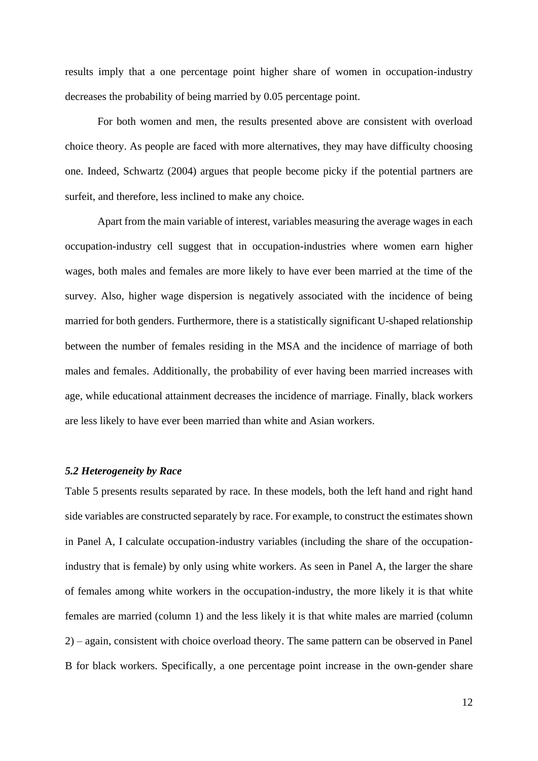results imply that a one percentage point higher share of women in occupation-industry decreases the probability of being married by 0.05 percentage point.

For both women and men, the results presented above are consistent with overload choice theory. As people are faced with more alternatives, they may have difficulty choosing one. Indeed, Schwartz (2004) argues that people become picky if the potential partners are surfeit, and therefore, less inclined to make any choice.

Apart from the main variable of interest, variables measuring the average wages in each occupation-industry cell suggest that in occupation-industries where women earn higher wages, both males and females are more likely to have ever been married at the time of the survey. Also, higher wage dispersion is negatively associated with the incidence of being married for both genders. Furthermore, there is a statistically significant U-shaped relationship between the number of females residing in the MSA and the incidence of marriage of both males and females. Additionally, the probability of ever having been married increases with age, while educational attainment decreases the incidence of marriage. Finally, black workers are less likely to have ever been married than white and Asian workers.

### *5.2 Heterogeneity by Race*

Table 5 presents results separated by race. In these models, both the left hand and right hand side variables are constructed separately by race. For example, to construct the estimates shown in Panel A, I calculate occupation-industry variables (including the share of the occupation-industry that is female) by only using white workers. As seen in Panel A, the larger the share of females among white workers in the occupation-industry, the more likely it is that white females are married (column 1) and the less likely it is that white males are married (column 2) – again, consistent with choice overload theory. The same pattern can be observed in Panel B for black workers. Specifically, a one percentage point increase in the own-gender share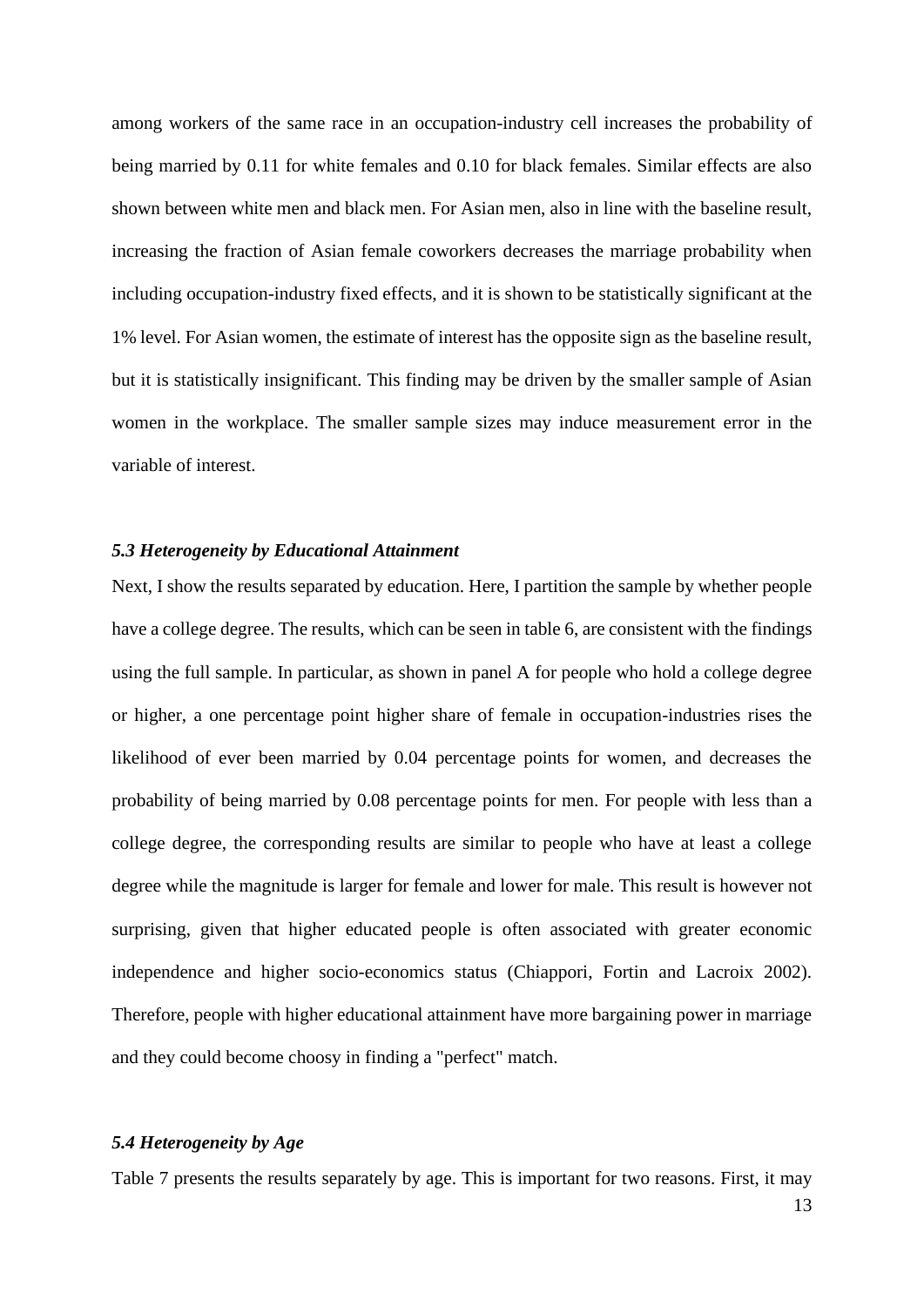among workers of the same race in an occupation-industry cell increases the probability of being married by 0.11 for white females and 0.10 for black females. Similar effects are also shown between white men and black men. For Asian men, also in line with the baseline result, increasing the fraction of Asian female coworkers decreases the marriage probability when including occupation-industry fixed effects, and it is shown to be statistically significant at the 1% level. For Asian women, the estimate of interest has the opposite sign as the baseline result, but it is statistically insignificant. This finding may be driven by the smaller sample of Asian women in the workplace. The smaller sample sizes may induce measurement error in the variable of interest.

### *5.3 Heterogeneity by Educational Attainment*

Next, I show the results separated by education. Here, I partition the sample by whether people have a college degree. The results, which can be seen in table 6, are consistent with the findings using the full sample. In particular, as shown in panel A for people who hold a college degree or higher, a one percentage point higher share of female in occupation-industries rises the likelihood of ever been married by 0.04 percentage points for women, and decreases the probability of being married by 0.08 percentage points for men. For people with less than a college degree, the corresponding results are similar to people who have at least a college degree while the magnitude is larger for female and lower for male. This result is however not surprising, given that higher educated people is often associated with greater economic independence and higher socio-economics status (Chiappori, Fortin and Lacroix 2002). Therefore, people with higher educational attainment have more bargaining power in marriage and they could become choosy in finding a "perfect" match.

### *5.4 Heterogeneity by Age*

Table 7 presents the results separately by age. This is important for two reasons. First, it may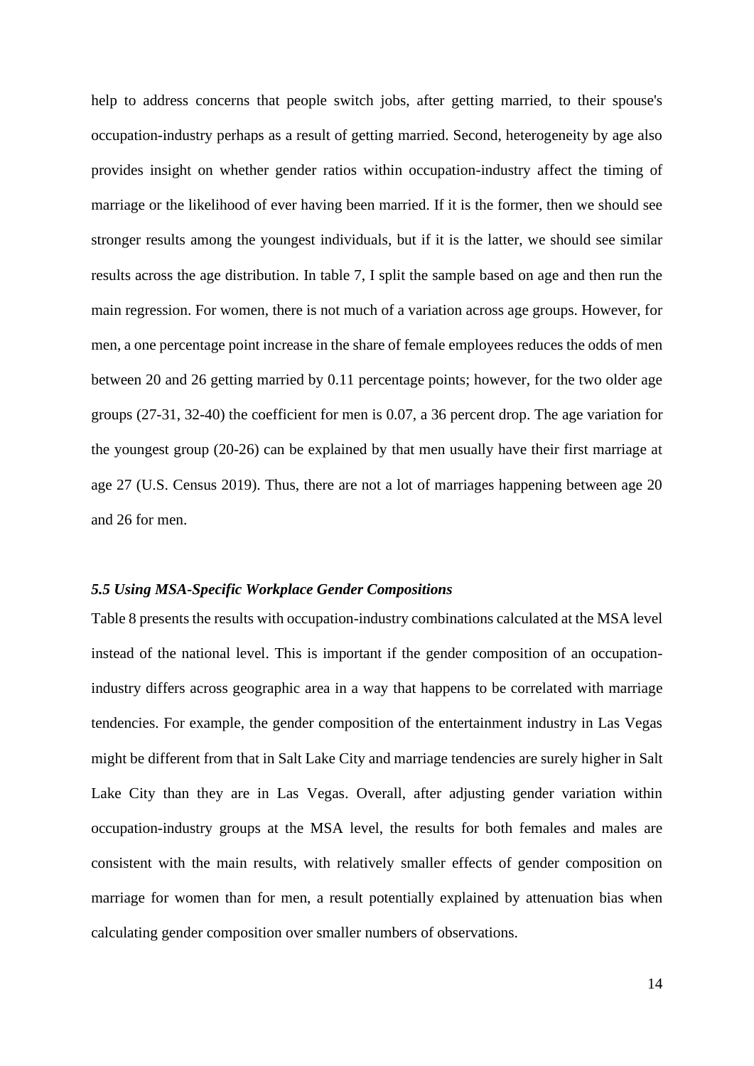help to address concerns that people switch jobs, after getting married, to their spouse's occupation-industry perhaps as a result of getting married. Second, heterogeneity by age also provides insight on whether gender ratios within occupation-industry affect the timing of marriage or the likelihood of ever having been married. If it is the former, then we should see stronger results among the youngest individuals, but if it is the latter, we should see similar results across the age distribution. In table 7, I split the sample based on age and then run the main regression. For women, there is not much of a variation across age groups. However, for men, a one percentage point increase in the share of female employees reduces the odds of men between 20 and 26 getting married by 0.11 percentage points; however, for the two older age groups (27-31, 32-40) the coefficient for men is 0.07, a 36 percent drop. The age variation for the youngest group (20-26) can be explained by that men usually have their first marriage at age 27 (U.S. Census 2019). Thus, there are not a lot of marriages happening between age 20 and 26 for men.

### *5.5 Using MSA-Specific Workplace Gender Compositions*

Table 8 presents the results with occupation-industry combinations calculated at the MSA level instead of the national level. This is important if the gender composition of an occupation-industry differs across geographic area in a way that happens to be correlated with marriage tendencies. For example, the gender composition of the entertainment industry in Las Vegas might be different from that in Salt Lake City and marriage tendencies are surely higher in Salt Lake City than they are in Las Vegas. Overall, after adjusting gender variation within occupation-industry groups at the MSA level, the results for both females and males are consistent with the main results, with relatively smaller effects of gender composition on marriage for women than for men, a result potentially explained by attenuation bias when calculating gender composition over smaller numbers of observations.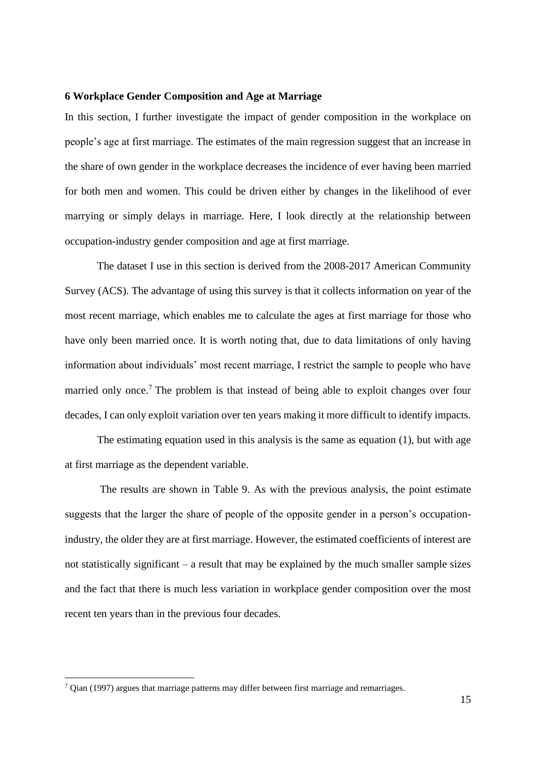## 6 Workplace Gender Composition and Age at Marriage

In this section, I further investigate the impact of gender composition in the workplace on people's age at first marriage. The estimates of the main regression suggest that an increase in the share of own gender in the workplace decreases the incidence of ever having been married for both men and women. This could be driven either by changes in the likelihood of ever marrying or simply delays in marriage. Here, I look directly at the relationship between occupation-industry gender composition and age at first marriage.

The dataset I use in this section is derived from the 2008-2017 American Community Survey (ACS). The advantage of using this survey is that it collects information on year of the most recent marriage, which enables me to calculate the ages at first marriage for those who have only been married once. It is worth noting that, due to data limitations of only having information about individuals' most recent marriage, I restrict the sample to people who have married only once.[7] The problem is that instead of being able to exploit changes over four decades, I can only exploit variation over ten years making it more difficult to identify impacts.

The estimating equation used in this analysis is the same as equation (1), but with age at first marriage as the dependent variable.

The results are shown in Table 9. As with the previous analysis, the point estimate suggests that the larger the share of people of the opposite gender in a person's occupation-industry, the older they are at first marriage. However, the estimated coefficients of interest are not statistically significant – a result that may be explained by the much smaller sample sizes and the fact that there is much less variation in workplace gender composition over the most recent ten years than in the previous four decades.

[7] Qian (1997) argues that marriage patterns may differ between first marriage and remarriages.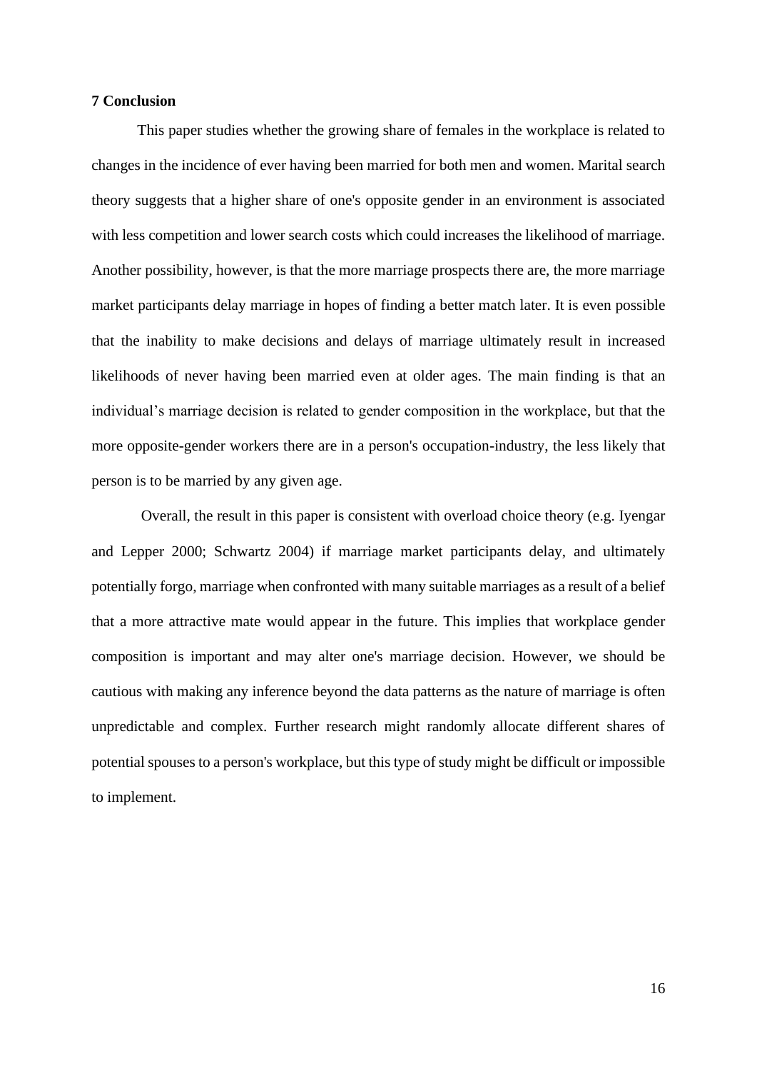## 7 Conclusion

This paper studies whether the growing share of females in the workplace is related to changes in the incidence of ever having been married for both men and women. Marital search theory suggests that a higher share of one's opposite gender in an environment is associated with less competition and lower search costs which could increases the likelihood of marriage. Another possibility, however, is that the more marriage prospects there are, the more marriage market participants delay marriage in hopes of finding a better match later. It is even possible that the inability to make decisions and delays of marriage ultimately result in increased likelihoods of never having been married even at older ages. The main finding is that an individual's marriage decision is related to gender composition in the workplace, but that the more opposite-gender workers there are in a person's occupation-industry, the less likely that person is to be married by any given age.

Overall, the result in this paper is consistent with overload choice theory (e.g. Iyengar and Lepper 2000; Schwartz 2004) if marriage market participants delay, and ultimately potentially forgo, marriage when confronted with many suitable marriages as a result of a belief that a more attractive mate would appear in the future. This implies that workplace gender composition is important and may alter one's marriage decision. However, we should be cautious with making any inference beyond the data patterns as the nature of marriage is often unpredictable and complex. Further research might randomly allocate different shares of potential spouses to a person's workplace, but this type of study might be difficult or impossible to implement.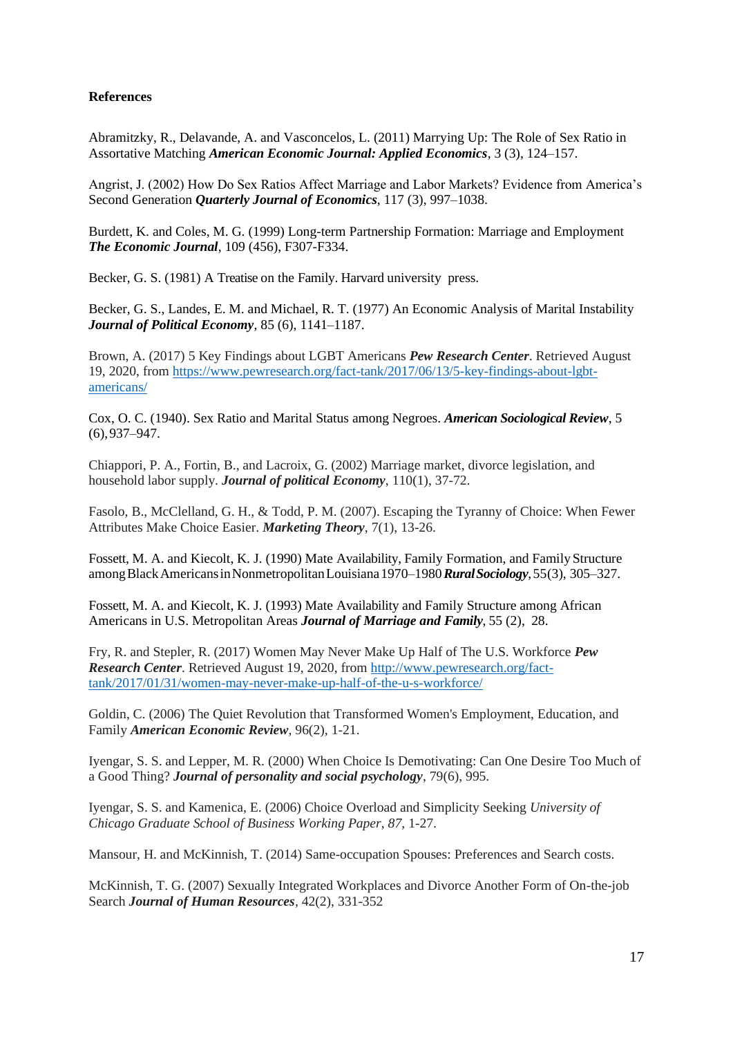**References**

Abramitzky, R., Delavande, A. and Vasconcelos, L. (2011) Marrying Up: The Role of Sex Ratio in Assortative Matching ***American Economic Journal: Applied Economics***, 3 (3), 124–157.

Angrist, J. (2002) How Do Sex Ratios Affect Marriage and Labor Markets? Evidence from America's Second Generation ***Quarterly Journal of Economics***, 117 (3), 997–1038.

Burdett, K. and Coles, M. G. (1999) Long-term Partnership Formation: Marriage and Employment ***The Economic Journal***, 109 (456), F307-F334.

Becker, G. S. (1981) A Treatise on the Family. Harvard university press.

Becker, G. S., Landes, E. M. and Michael, R. T. (1977) An Economic Analysis of Marital Instability ***Journal of Political Economy***, 85 (6), 1141–1187.

Brown, A. (2017) 5 Key Findings about LGBT Americans ***Pew Research Center***. Retrieved August 19, 2020, from [https://www.pewresearch.org/fact-tank/2017/06/13/5-key-findings-about-lgbt-americans/](https://www.pewresearch.org/fact-tank/2017/06/13/5-key-findings-about-lgbt-americans/)

Cox, O. C. (1940). Sex Ratio and Marital Status among Negroes. ***American Sociological Review***, 5 (6), 937–947.

Chiappori, P. A., Fortin, B., and Lacroix, G. (2002) Marriage market, divorce legislation, and household labor supply. ***Journal of political Economy***, 110(1), 37-72.

Fasolo, B., McClelland, G. H., & Todd, P. M. (2007). Escaping the Tyranny of Choice: When Fewer Attributes Make Choice Easier. ***Marketing Theory***, 7(1), 13-26.

Fossett, M. A. and Kiecolt, K. J. (1990) Mate Availability, Family Formation, and Family Structure among Black Americans in Nonmetropolitan Louisiana 1970–1980 ***Rural Sociology***, 55(3), 305–327.

Fossett, M. A. and Kiecolt, K. J. (1993) Mate Availability and Family Structure among African Americans in U.S. Metropolitan Areas ***Journal of Marriage and Family***, 55 (2), 28.

Fry, R. and Stepler, R. (2017) Women May Never Make Up Half of The U.S. Workforce ***Pew Research Center***. Retrieved August 19, 2020, from [http://www.pewresearch.org/fact-tank/2017/01/31/women-may-never-make-up-half-of-the-u-s-workforce/](http://www.pewresearch.org/fact-tank/2017/01/31/women-may-never-make-up-half-of-the-u-s-workforce/)

Goldin, C. (2006) The Quiet Revolution that Transformed Women's Employment, Education, and Family ***American Economic Review***, 96(2), 1-21.

Iyengar, S. S. and Lepper, M. R. (2000) When Choice Is Demotivating: Can One Desire Too Much of a Good Thing? ***Journal of personality and social psychology***, 79(6), 995.

Iyengar, S. S. and Kamenica, E. (2006) Choice Overload and Simplicity Seeking *University of Chicago Graduate School of Business Working Paper*, *87*, 1-27.

Mansour, H. and McKinnish, T. (2014) Same-occupation Spouses: Preferences and Search costs.

McKinnish, T. G. (2007) Sexually Integrated Workplaces and Divorce Another Form of On-the-job Search ***Journal of Human Resources***, 42(2), 331-352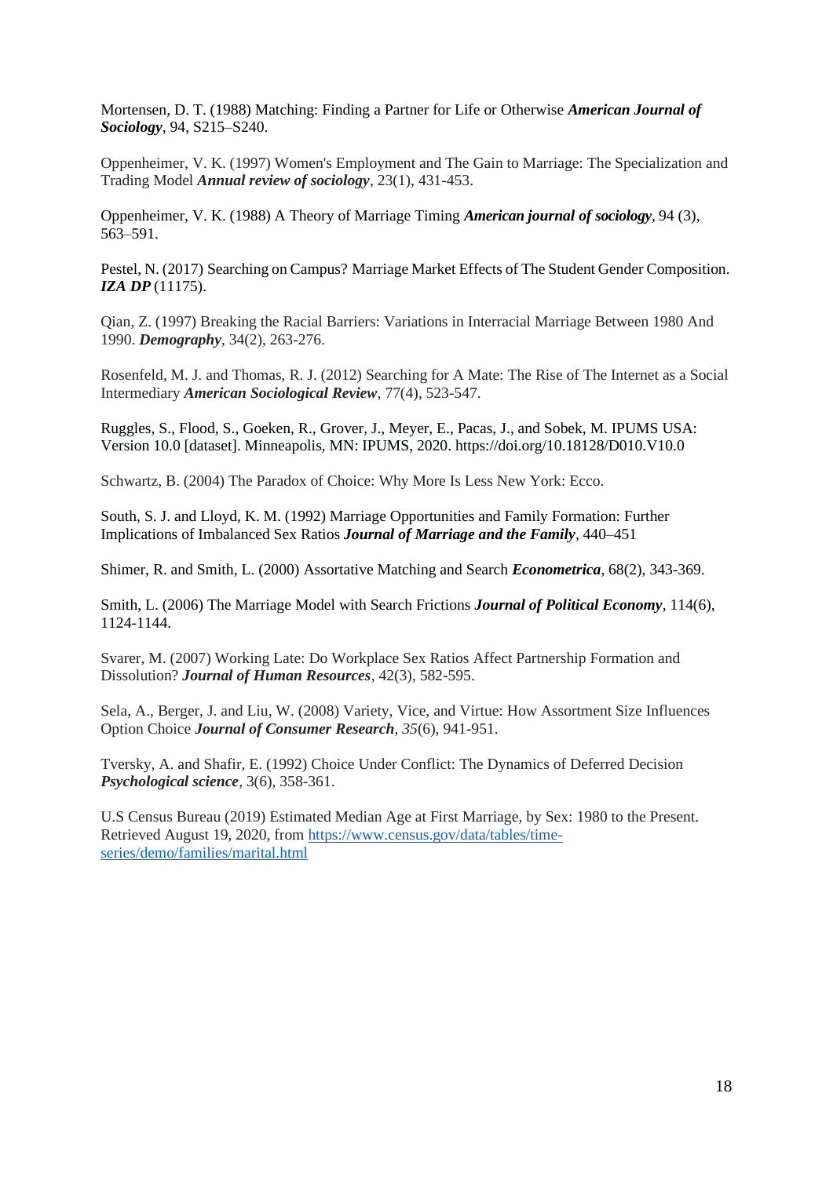Mortensen, D. T. (1988) Matching: Finding a Partner for Life or Otherwise ***American Journal of Sociology***, 94, S215–S240.

Oppenheimer, V. K. (1997) Women's Employment and The Gain to Marriage: The Specialization and Trading Model ***Annual review of sociology***, 23(1), 431-453.

Oppenheimer, V. K. (1988) A Theory of Marriage Timing ***American journal of sociology***, 94 (3), 563–591.

Pestel, N. (2017) Searching on Campus? Marriage Market Effects of The Student Gender Composition. ***IZA DP*** (11175).

Qian, Z. (1997) Breaking the Racial Barriers: Variations in Interracial Marriage Between 1980 And 1990. ***Demography***, 34(2), 263-276.

Rosenfeld, M. J. and Thomas, R. J. (2012) Searching for A Mate: The Rise of The Internet as a Social Intermediary ***American Sociological Review***, 77(4), 523-547.

Ruggles, S., Flood, S., Goeken, R., Grover, J., Meyer, E., Pacas, J., and Sobek, M. IPUMS USA: Version 10.0 [dataset]. Minneapolis, MN: IPUMS, 2020. https://doi.org/10.18128/D010.V10.0

Schwartz, B. (2004) The Paradox of Choice: Why More Is Less New York: Ecco.

South, S. J. and Lloyd, K. M. (1992) Marriage Opportunities and Family Formation: Further Implications of Imbalanced Sex Ratios ***Journal of Marriage and the Family***, 440–451

Shimer, R. and Smith, L. (2000) Assortative Matching and Search ***Econometrica***, 68(2), 343-369.

Smith, L. (2006) The Marriage Model with Search Frictions ***Journal of Political Economy***, 114(6), 1124-1144.

Svarer, M. (2007) Working Late: Do Workplace Sex Ratios Affect Partnership Formation and Dissolution? ***Journal of Human Resources***, 42(3), 582-595.

Sela, A., Berger, J. and Liu, W. (2008) Variety, Vice, and Virtue: How Assortment Size Influences Option Choice ***Journal of Consumer Research***, *35*(6), 941-951.

Tversky, A. and Shafir, E. (1992) Choice Under Conflict: The Dynamics of Deferred Decision ***Psychological science***, 3(6), 358-361.

U.S Census Bureau (2019) Estimated Median Age at First Marriage, by Sex: 1980 to the Present. Retrieved August 19, 2020, from https://www.census.gov/data/tables/time-series/demo/families/marital.html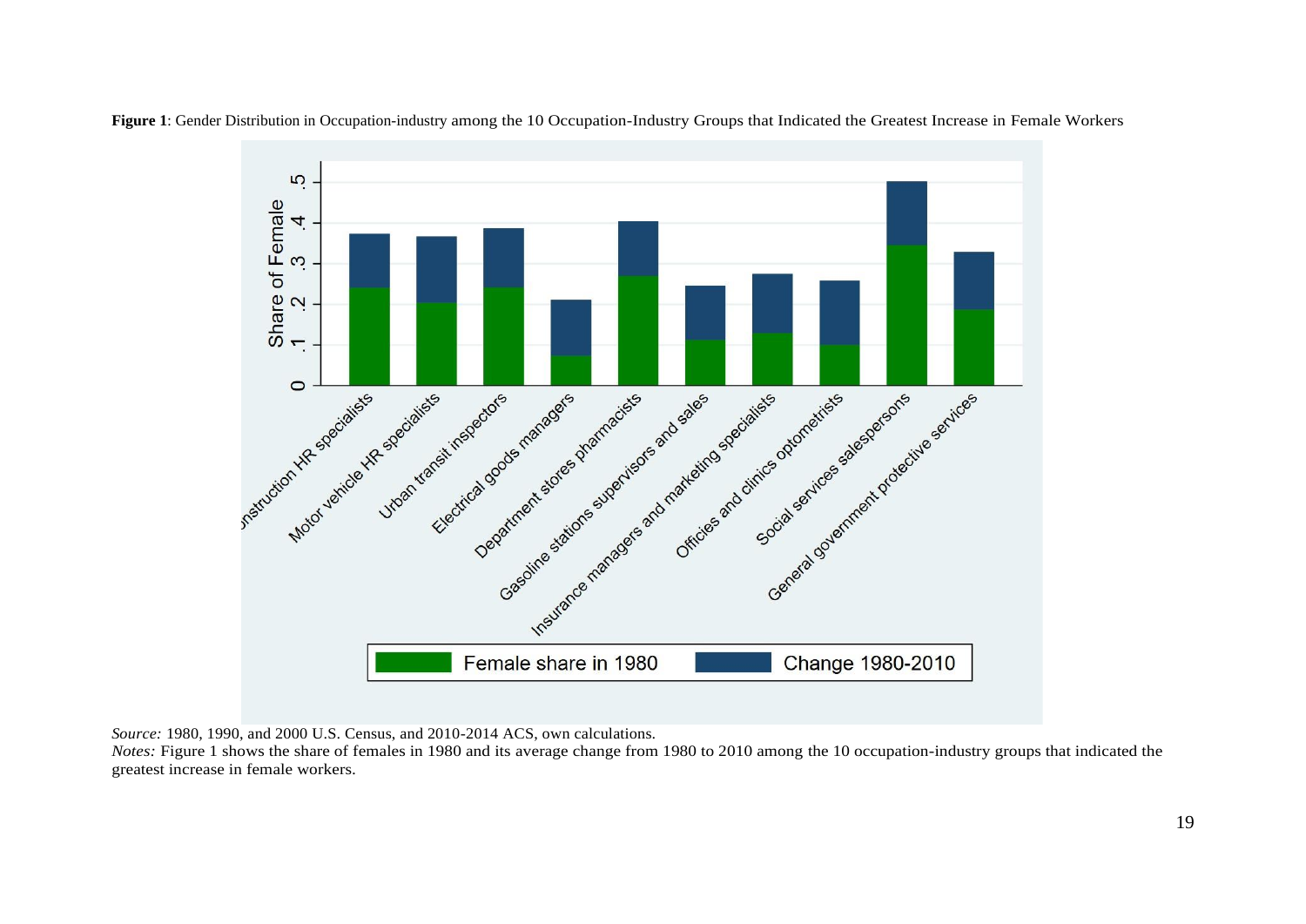**Figure 1**: Gender Distribution in Occupation-industry among the 10 Occupation-Industry Groups that Indicated the Greatest Increase in Female Workers

*Source:* 1980, 1990, and 2000 U.S. Census, and 2010-2014 ACS, own calculations.
*Notes:* Figure 1 shows the share of females in 1980 and its average change from 1980 to 2010 among the 10 occupation-industry groups that indicated the greatest increase in female workers.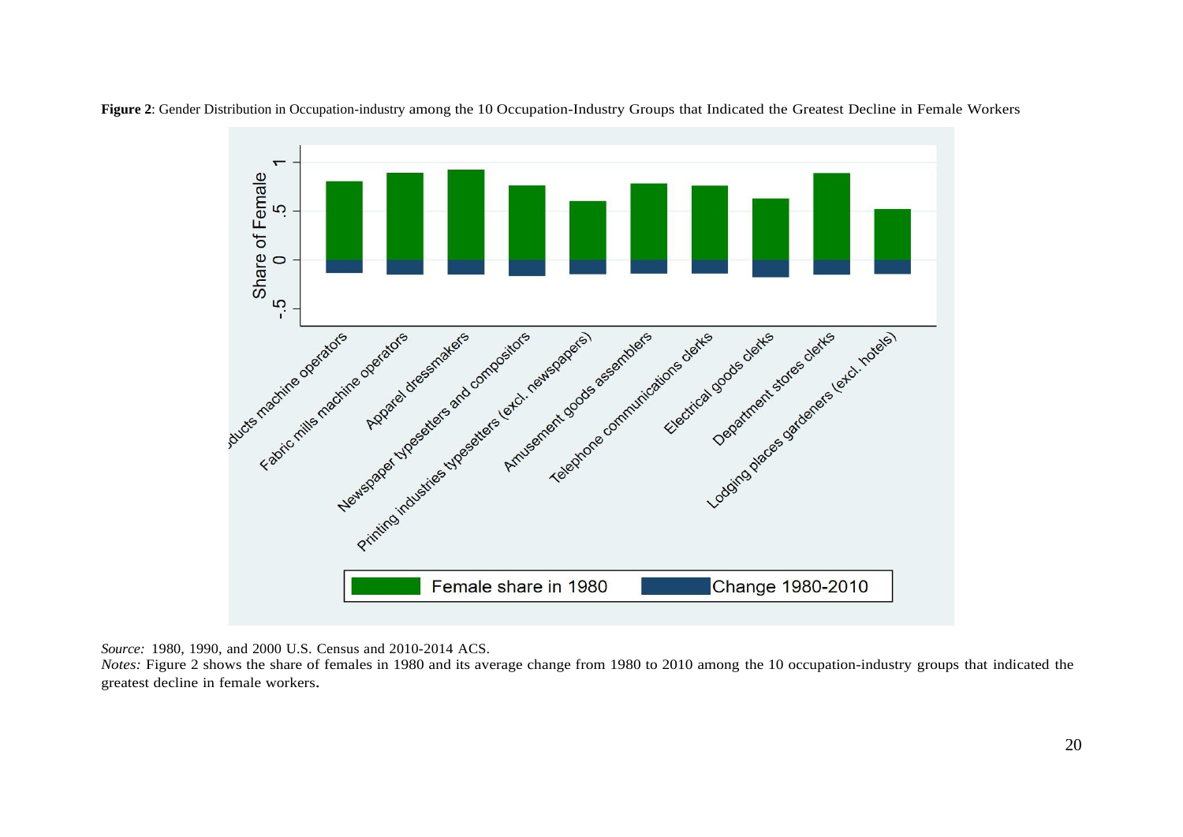**Figure 2**: Gender Distribution in Occupation-industry among the 10 Occupation-Industry Groups that Indicated the Greatest Decline in Female Workers

*Source:* 1980, 1990, and 2000 U.S. Census and 2010-2014 ACS.
*Notes:* Figure 2 shows the share of females in 1980 and its average change from 1980 to 2010 among the 10 occupation-industry groups that indicated the greatest decline in female workers.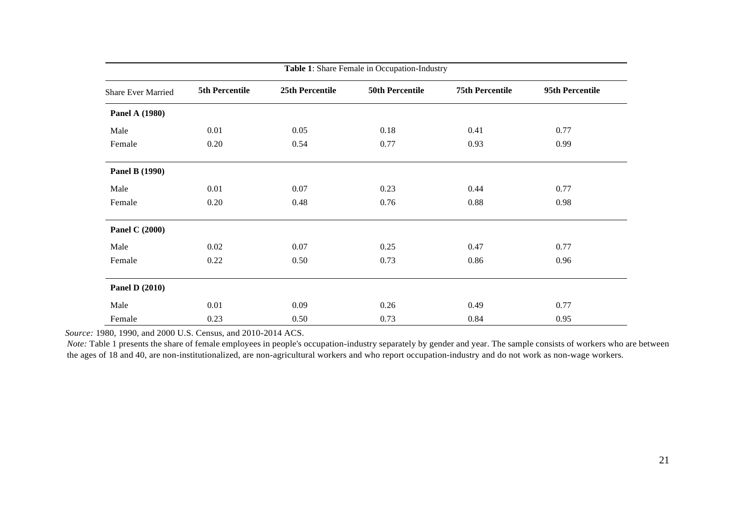**Table 1**: Share Female in Occupation-Industry

| Share Ever Married | 5th Percentile | 25th Percentile | 50th Percentile | 75th Percentile | 95th Percentile |
|---|---|---|---|---|---|
| **Panel A (1980)** | | | | | |
| Male | 0.01 | 0.05 | 0.18 | 0.41 | 0.77 |
| Female | 0.20 | 0.54 | 0.77 | 0.93 | 0.99 |
| **Panel B (1990)** | | | | | |
| Male | 0.01 | 0.07 | 0.23 | 0.44 | 0.77 |
| Female | 0.20 | 0.48 | 0.76 | 0.88 | 0.98 |
| **Panel C (2000)** | | | | | |
| Male | 0.02 | 0.07 | 0.25 | 0.47 | 0.77 |
| Female | 0.22 | 0.50 | 0.73 | 0.86 | 0.96 |
| **Panel D (2010)** | | | | | |
| Male | 0.01 | 0.09 | 0.26 | 0.49 | 0.77 |
| Female | 0.23 | 0.50 | 0.73 | 0.84 | 0.95 |

*Source:* 1980, 1990, and 2000 U.S. Census, and 2010-2014 ACS.

*Note:* Table 1 presents the share of female employees in people's occupation-industry separately by gender and year. The sample consists of workers who are between the ages of 18 and 40, are non-institutionalized, are non-agricultural workers and who report occupation-industry and do not work as non-wage workers.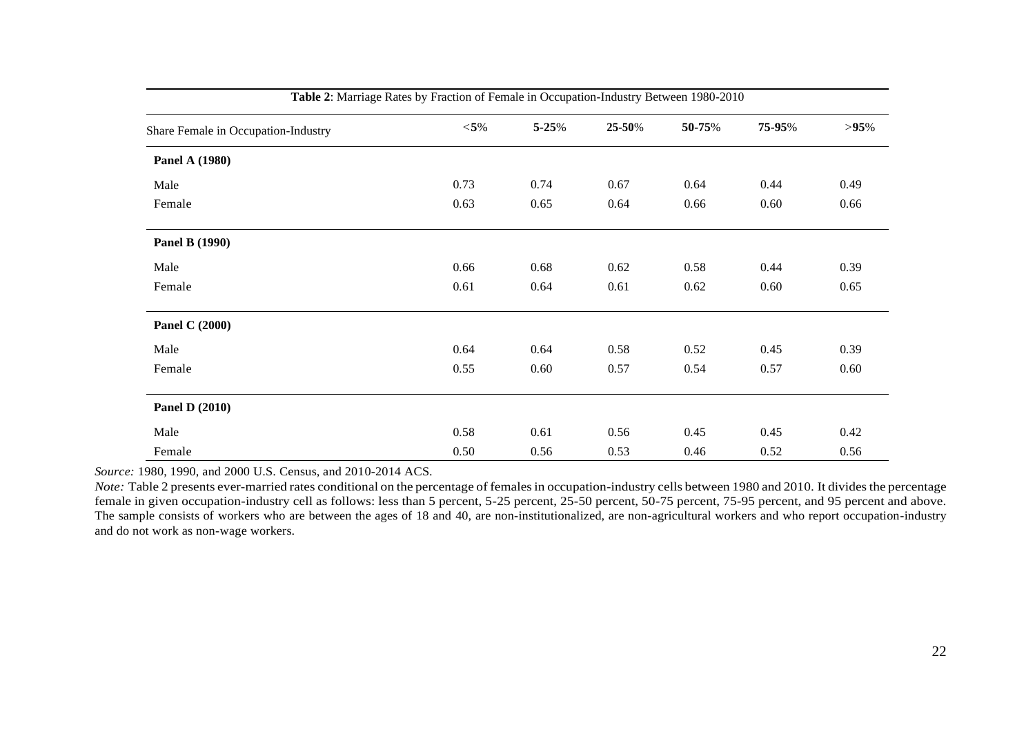**Table 2**: Marriage Rates by Fraction of Female in Occupation-Industry Between 1980-2010

| Share Female in Occupation-Industry | <5% | 5-25% | 25-50% | 50-75% | 75-95% | >95% |
|---|---|---|---|---|---|---|
| **Panel A (1980)** | | | | | | |
| Male | 0.73 | 0.74 | 0.67 | 0.64 | 0.44 | 0.49 |
| Female | 0.63 | 0.65 | 0.64 | 0.66 | 0.60 | 0.66 |
| **Panel B (1990)** | | | | | | |
| Male | 0.66 | 0.68 | 0.62 | 0.58 | 0.44 | 0.39 |
| Female | 0.61 | 0.64 | 0.61 | 0.62 | 0.60 | 0.65 |
| **Panel C (2000)** | | | | | | |
| Male | 0.64 | 0.64 | 0.58 | 0.52 | 0.45 | 0.39 |
| Female | 0.55 | 0.60 | 0.57 | 0.54 | 0.57 | 0.60 |
| **Panel D (2010)** | | | | | | |
| Male | 0.58 | 0.61 | 0.56 | 0.45 | 0.45 | 0.42 |
| Female | 0.50 | 0.56 | 0.53 | 0.46 | 0.52 | 0.56 |

*Source:* 1980, 1990, and 2000 U.S. Census, and 2010-2014 ACS.

*Note:* Table 2 presents ever-married rates conditional on the percentage of females in occupation-industry cells between 1980 and 2010. It divides the percentage female in given occupation-industry cell as follows: less than 5 percent, 5-25 percent, 25-50 percent, 50-75 percent, 75-95 percent, and 95 percent and above. The sample consists of workers who are between the ages of 18 and 40, are non-institutionalized, are non-agricultural workers and who report occupation-industry and do not work as non-wage workers.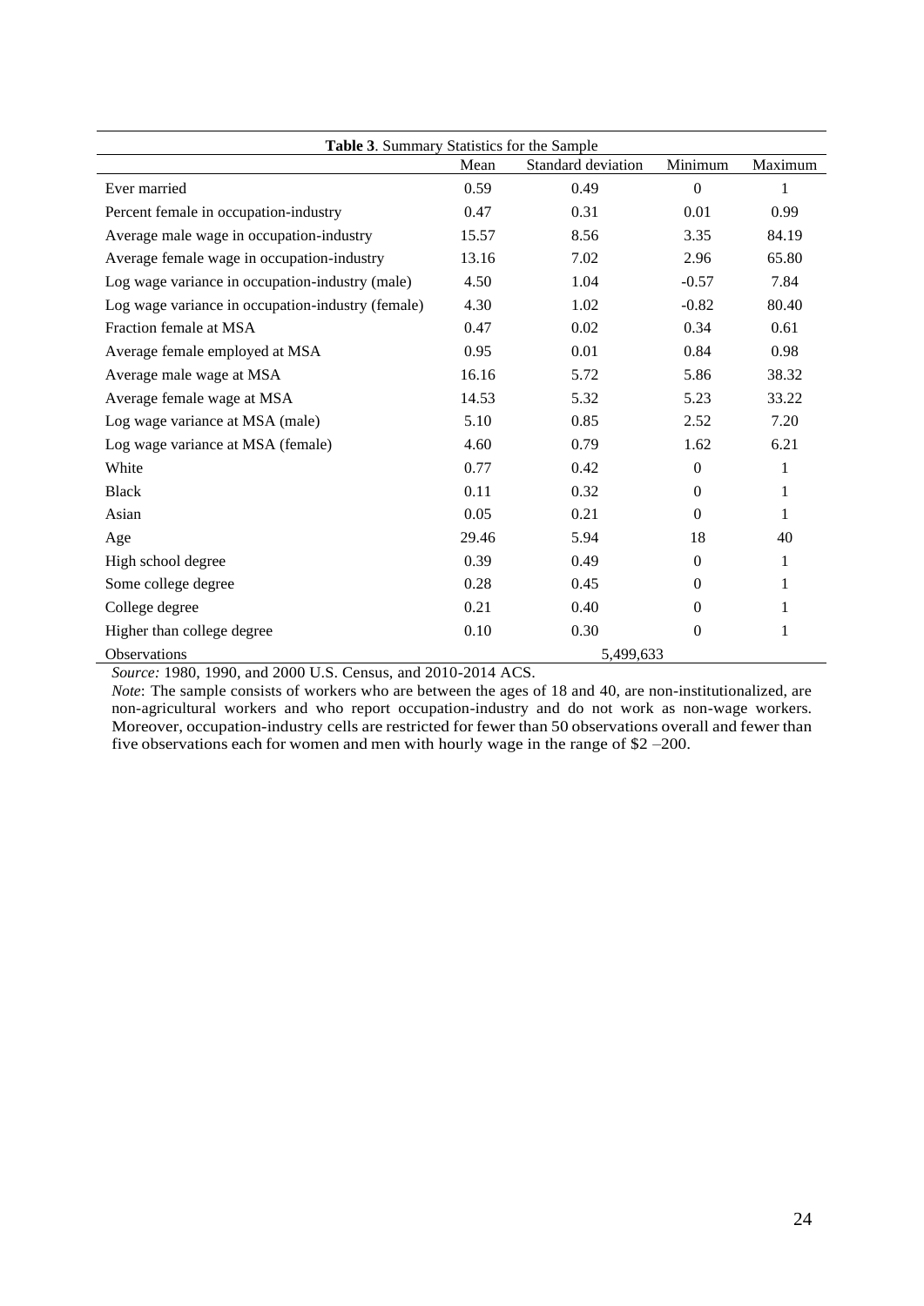**Table 3**. Summary Statistics for the Sample

| | Mean | Standard deviation | Minimum | Maximum |
|---|---|---|---|---|
| Ever married | 0.59 | 0.49 | 0 | 1 |
| Percent female in occupation-industry | 0.47 | 0.31 | 0.01 | 0.99 |
| Average male wage in occupation-industry | 15.57 | 8.56 | 3.35 | 84.19 |
| Average female wage in occupation-industry | 13.16 | 7.02 | 2.96 | 65.80 |
| Log wage variance in occupation-industry (male) | 4.50 | 1.04 | -0.57 | 7.84 |
| Log wage variance in occupation-industry (female) | 4.30 | 1.02 | -0.82 | 80.40 |
| Fraction female at MSA | 0.47 | 0.02 | 0.34 | 0.61 |
| Average female employed at MSA | 0.95 | 0.01 | 0.84 | 0.98 |
| Average male wage at MSA | 16.16 | 5.72 | 5.86 | 38.32 |
| Average female wage at MSA | 14.53 | 5.32 | 5.23 | 33.22 |
| Log wage variance at MSA (male) | 5.10 | 0.85 | 2.52 | 7.20 |
| Log wage variance at MSA (female) | 4.60 | 0.79 | 1.62 | 6.21 |
| White | 0.77 | 0.42 | 0 | 1 |
| Black | 0.11 | 0.32 | 0 | 1 |
| Asian | 0.05 | 0.21 | 0 | 1 |
| Age | 29.46 | 5.94 | 18 | 40 |
| High school degree | 0.39 | 0.49 | 0 | 1 |
| Some college degree | 0.28 | 0.45 | 0 | 1 |
| College degree | 0.21 | 0.40 | 0 | 1 |
| Higher than college degree | 0.10 | 0.30 | 0 | 1 |
| Observations | | 5,499,633 | | |

*Source:* 1980, 1990, and 2000 U.S. Census, and 2010-2014 ACS.

*Note*: The sample consists of workers who are between the ages of 18 and 40, are non-institutionalized, are non-agricultural workers and who report occupation-industry and do not work as non-wage workers. Moreover, occupation-industry cells are restricted for fewer than 50 observations overall and fewer than five observations each for women and men with hourly wage in the range of $2 –200.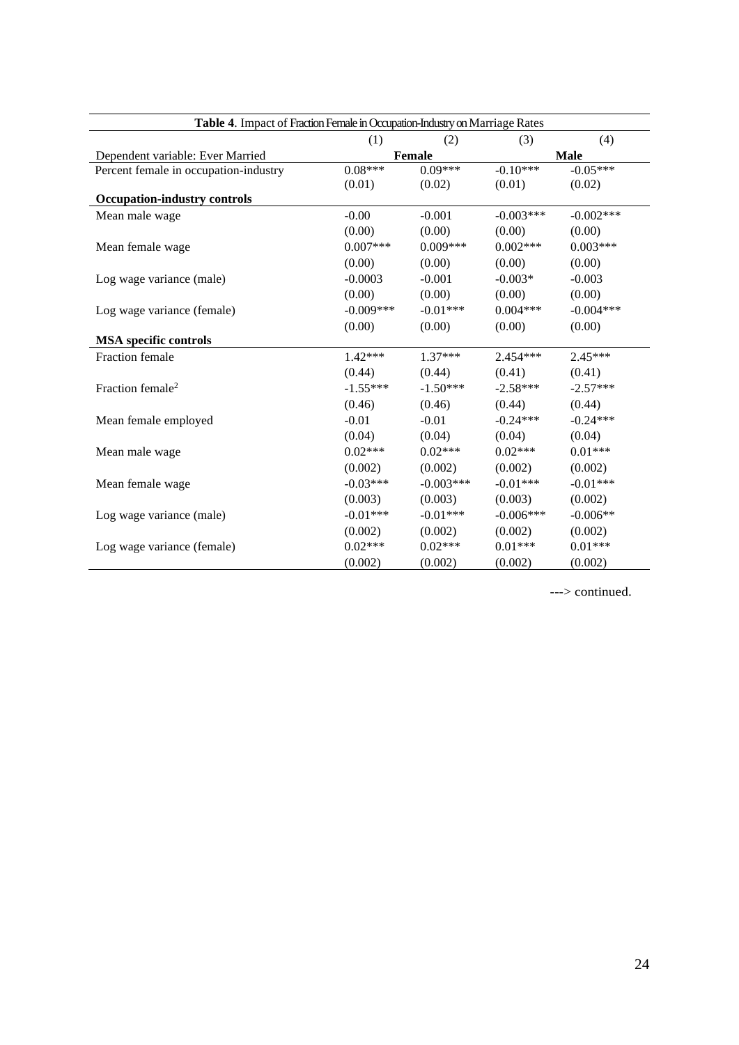**Table 4**. Impact of Fraction Female in Occupation-Industry on Marriage Rates

| | (1) | (2) | (3) | (4) |
|---|---|---|---|---|
| Dependent variable: Ever Married | **Female** | | **Male** | |
| Percent female in occupation-industry | 0.08*** | 0.09*** | -0.10*** | -0.05*** |
| | (0.01) | (0.02) | (0.01) | (0.02) |
| **Occupation-industry controls** | | | | |
| Mean male wage | -0.00 | -0.001 | -0.003*** | -0.002*** |
| | (0.00) | (0.00) | (0.00) | (0.00) |
| Mean female wage | 0.007*** | 0.009*** | 0.002*** | 0.003*** |
| | (0.00) | (0.00) | (0.00) | (0.00) |
| Log wage variance (male) | -0.0003 | -0.001 | -0.003* | -0.003 |
| | (0.00) | (0.00) | (0.00) | (0.00) |
| Log wage variance (female) | -0.009*** | -0.01*** | 0.004*** | -0.004*** |
| | (0.00) | (0.00) | (0.00) | (0.00) |
| **MSA specific controls** | | | | |
| Fraction female | 1.42*** | 1.37*** | 2.454*** | 2.45*** |
| | (0.44) | (0.44) | (0.41) | (0.41) |
| Fraction female$^2$ | -1.55*** | -1.50*** | -2.58*** | -2.57*** |
| | (0.46) | (0.46) | (0.44) | (0.44) |
| Mean female employed | -0.01 | -0.01 | -0.24*** | -0.24*** |
| | (0.04) | (0.04) | (0.04) | (0.04) |
| Mean male wage | 0.02*** | 0.02*** | 0.02*** | 0.01*** |
| | (0.002) | (0.002) | (0.002) | (0.002) |
| Mean female wage | -0.03*** | -0.003*** | -0.01*** | -0.01*** |
| | (0.003) | (0.003) | (0.003) | (0.002) |
| Log wage variance (male) | -0.01*** | -0.01*** | -0.006*** | -0.006** |
| | (0.002) | (0.002) | (0.002) | (0.002) |
| Log wage variance (female) | 0.02*** | 0.02*** | 0.01*** | 0.01*** |
| | (0.002) | (0.002) | (0.002) | (0.002) |

---> continued.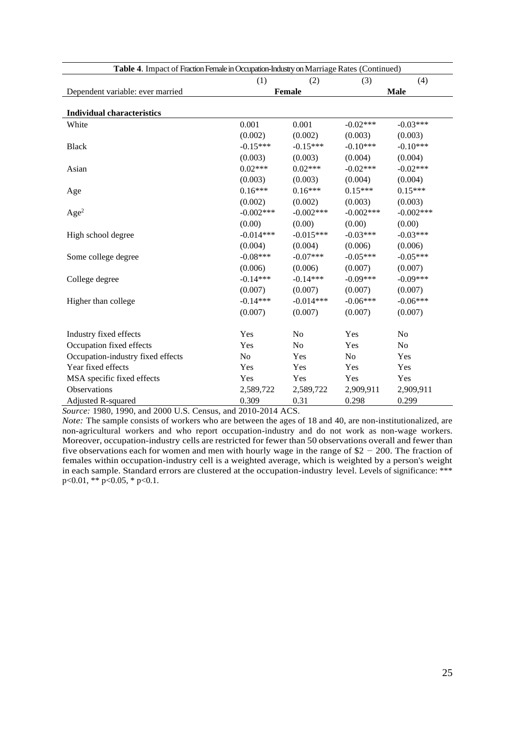| **Table 4**. Impact of Fraction Female in Occupation-Industry on Marriage Rates (Continued) | | | | |
|---|---|---|---|---|
| | (1) | (2) | (3) | (4) |
| Dependent variable: ever married | Female | | Male | |
| **Individual characteristics** | | | | |
| White | 0.001 | 0.001 | -0.02*** | -0.03*** |
| | (0.002) | (0.002) | (0.003) | (0.003) |
| Black | -0.15*** | -0.15*** | -0.10*** | -0.10*** |
| | (0.003) | (0.003) | (0.004) | (0.004) |
| Asian | 0.02*** | 0.02*** | -0.02*** | -0.02*** |
| | (0.003) | (0.003) | (0.004) | (0.004) |
| Age | 0.16*** | 0.16*** | 0.15*** | 0.15*** |
| | (0.002) | (0.002) | (0.003) | (0.003) |
| $Age^2$ | -0.002*** | -0.002*** | -0.002*** | -0.002*** |
| | (0.00) | (0.00) | (0.00) | (0.00) |
| High school degree | -0.014*** | -0.015*** | -0.03*** | -0.03*** |
| | (0.004) | (0.004) | (0.006) | (0.006) |
| Some college degree | -0.08*** | -0.07*** | -0.05*** | -0.05*** |
| | (0.006) | (0.006) | (0.007) | (0.007) |
| College degree | -0.14*** | -0.14*** | -0.09*** | -0.09*** |
| | (0.007) | (0.007) | (0.007) | (0.007) |
| Higher than college | -0.14*** | -0.014*** | -0.06*** | -0.06*** |
| | (0.007) | (0.007) | (0.007) | (0.007) |
| Industry fixed effects | Yes | No | Yes | No |
| Occupation fixed effects | Yes | No | Yes | No |
| Occupation-industry fixed effects | No | Yes | No | Yes |
| Year fixed effects | Yes | Yes | Yes | Yes |
| MSA specific fixed effects | Yes | Yes | Yes | Yes |
| Observations | 2,589,722 | 2,589,722 | 2,909,911 | 2,909,911 |
| Adjusted R-squared | 0.309 | 0.31 | 0.298 | 0.299 |

*Source:* 1980, 1990, and 2000 U.S. Census, and 2010-2014 ACS.

*Note:* The sample consists of workers who are between the ages of 18 and 40, are non-institutionalized, are non-agricultural workers and who report occupation-industry and do not work as non-wage workers. Moreover, occupation-industry cells are restricted for fewer than 50 observations overall and fewer than five observations each for women and men with hourly wage in the range of $2 − 200. The fraction of females within occupation-industry cell is a weighted average, which is weighted by a person's weight in each sample. Standard errors are clustered at the occupation-industry level. Levels of significance: *** p<0.01, ** p<0.05, * p<0.1.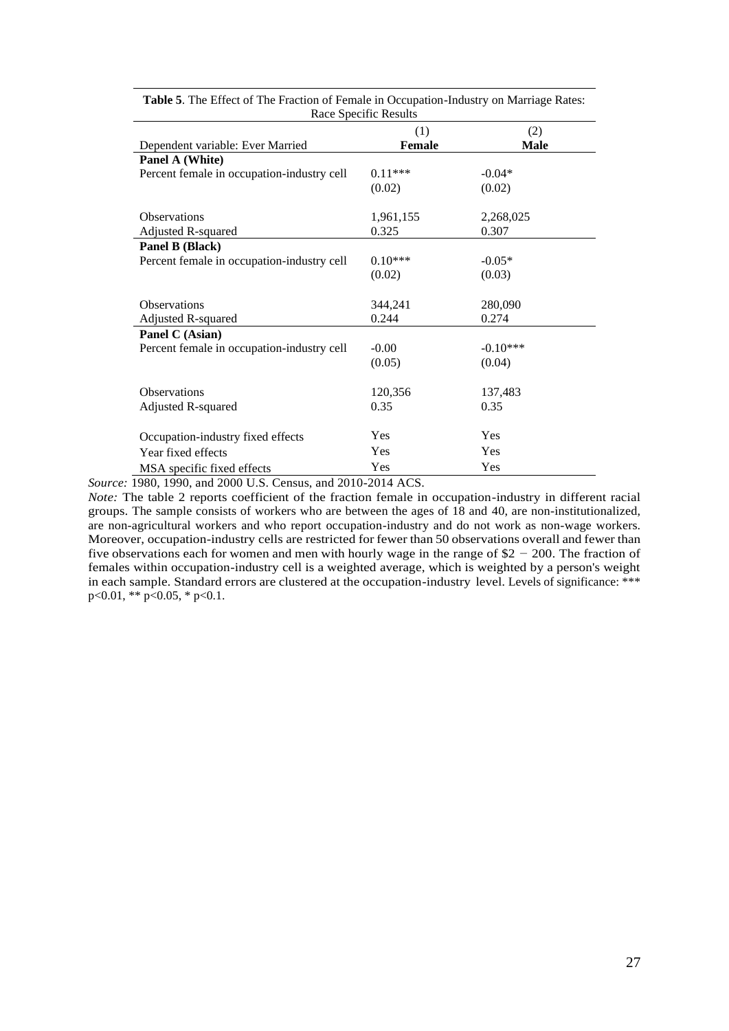**Table 5**. The Effect of The Fraction of Female in Occupation-Industry on Marriage Rates: Race Specific Results

| Dependent variable: Ever Married | (1) **Female** | (2) **Male** |
|---|---|---|
| **Panel A (White)** | | |
| Percent female in occupation-industry cell | 0.11*** | -0.04* |
| | (0.02) | (0.02) |
| Observations | 1,961,155 | 2,268,025 |
| Adjusted R-squared | 0.325 | 0.307 |
| **Panel B (Black)** | | |
| Percent female in occupation-industry cell | 0.10*** | -0.05* |
| | (0.02) | (0.03) |
| Observations | 344,241 | 280,090 |
| Adjusted R-squared | 0.244 | 0.274 |
| **Panel C (Asian)** | | |
| Percent female in occupation-industry cell | -0.00 | -0.10*** |
| | (0.05) | (0.04) |
| Observations | 120,356 | 137,483 |
| Adjusted R-squared | 0.35 | 0.35 |
| Occupation-industry fixed effects | Yes | Yes |
| Year fixed effects | Yes | Yes |
| MSA specific fixed effects | Yes | Yes |

*Source:* 1980, 1990, and 2000 U.S. Census, and 2010-2014 ACS.

*Note:* The table 2 reports coefficient of the fraction female in occupation-industry in different racial groups. The sample consists of workers who are between the ages of 18 and 40, are non-institutionalized, are non-agricultural workers and who report occupation-industry and do not work as non-wage workers. Moreover, occupation-industry cells are restricted for fewer than 50 observations overall and fewer than five observations each for women and men with hourly wage in the range of $2 − 200. The fraction of females within occupation-industry cell is a weighted average, which is weighted by a person's weight in each sample. Standard errors are clustered at the occupation-industry level. Levels of significance: *** p<0.01, ** p<0.05, * p<0.1.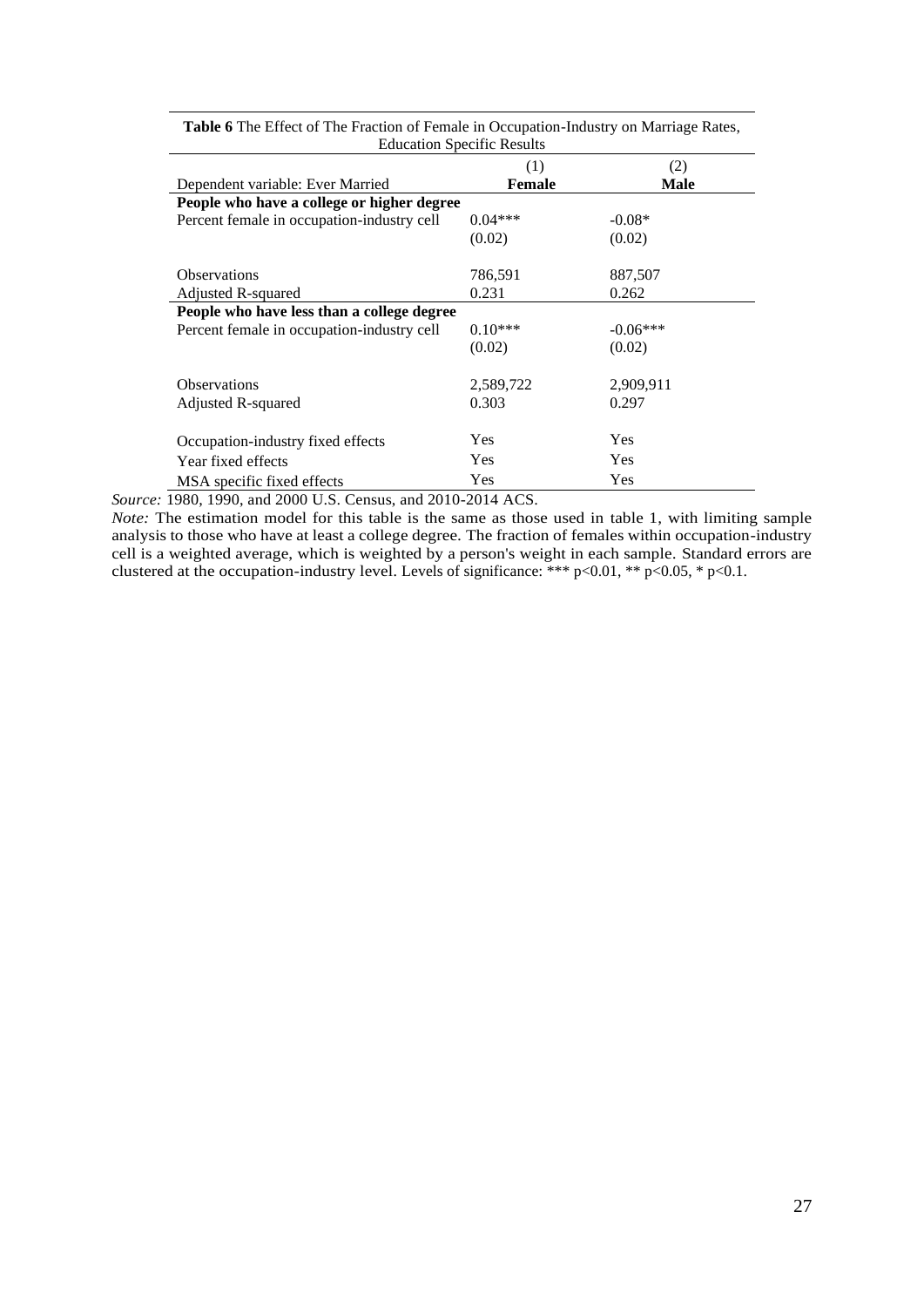**Table 6** The Effect of The Fraction of Female in Occupation-Industry on Marriage Rates, Education Specific Results

| Dependent variable: Ever Married | (1) **Female** | (2) **Male** |
|---|---|---|
| **People who have a college or higher degree** | | |
| Percent female in occupation-industry cell | 0.04*** | -0.08* |
| | (0.02) | (0.02) |
| Observations | 786,591 | 887,507 |
| Adjusted R-squared | 0.231 | 0.262 |
| **People who have less than a college degree** | | |
| Percent female in occupation-industry cell | 0.10*** | -0.06*** |
| | (0.02) | (0.02) |
| Observations | 2,589,722 | 2,909,911 |
| Adjusted R-squared | 0.303 | 0.297 |
| Occupation-industry fixed effects | Yes | Yes |
| Year fixed effects | Yes | Yes |
| MSA specific fixed effects | Yes | Yes |

*Source:* 1980, 1990, and 2000 U.S. Census, and 2010-2014 ACS.

*Note:* The estimation model for this table is the same as those used in table 1, with limiting sample analysis to those who have at least a college degree. The fraction of females within occupation-industry cell is a weighted average, which is weighted by a person's weight in each sample. Standard errors are clustered at the occupation-industry level. Levels of significance: *** p<0.01, ** p<0.05, * p<0.1.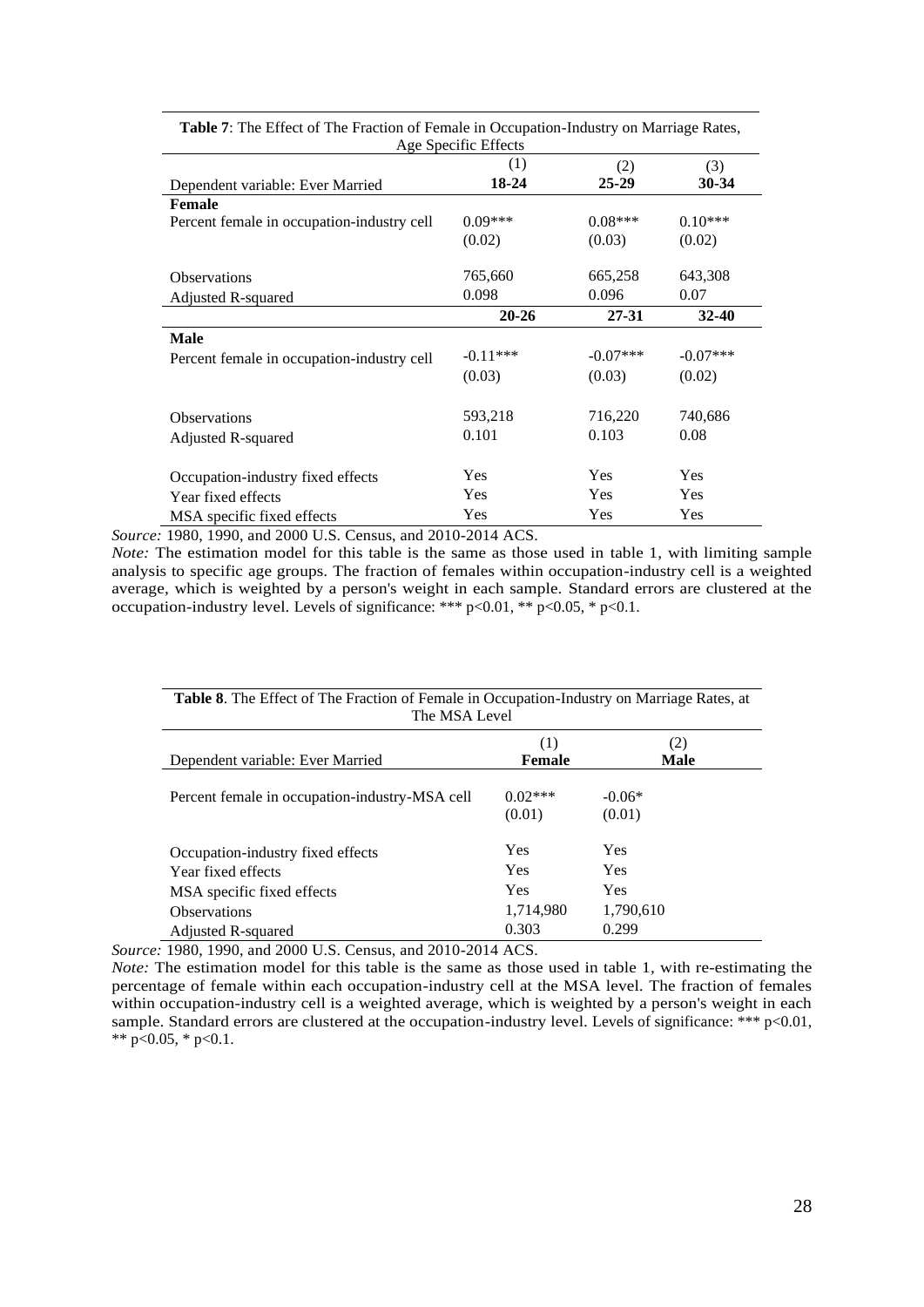**Table 7**: The Effect of The Fraction of Female in Occupation-Industry on Marriage Rates, Age Specific Effects

| | (1) | (2) | (3) |
|---|---|---|---|
| Dependent variable: Ever Married | **18-24** | **25-29** | **30-34** |
| **Female** | | | |
| Percent female in occupation-industry cell | 0.09*** | 0.08*** | 0.10*** |
| | (0.02) | (0.03) | (0.02) |
| Observations | 765,660 | 665,258 | 643,308 |
| Adjusted R-squared | 0.098 | 0.096 | 0.07 |
| | **20-26** | **27-31** | **32-40** |
| **Male** | | | |
| Percent female in occupation-industry cell | -0.11*** | -0.07*** | -0.07*** |
| | (0.03) | (0.03) | (0.02) |
| Observations | 593,218 | 716,220 | 740,686 |
| Adjusted R-squared | 0.101 | 0.103 | 0.08 |
| Occupation-industry fixed effects | Yes | Yes | Yes |
| Year fixed effects | Yes | Yes | Yes |
| MSA specific fixed effects | Yes | Yes | Yes |

*Source:* 1980, 1990, and 2000 U.S. Census, and 2010-2014 ACS.
*Note:* The estimation model for this table is the same as those used in table 1, with limiting sample analysis to specific age groups. The fraction of females within occupation-industry cell is a weighted average, which is weighted by a person's weight in each sample. Standard errors are clustered at the occupation-industry level. Levels of significance: *** $p<0.01$, ** $p<0.05$, * $p<0.1$.

**Table 8**. The Effect of The Fraction of Female in Occupation-Industry on Marriage Rates, at The MSA Level

| Dependent variable: Ever Married | (1) **Female** | (2) **Male** |
|---|---|---|
| Percent female in occupation-industry-MSA cell | 0.02*** | -0.06* |
| | (0.01) | (0.01) |
| Occupation-industry fixed effects | Yes | Yes |
| Year fixed effects | Yes | Yes |
| MSA specific fixed effects | Yes | Yes |
| Observations | 1,714,980 | 1,790,610 |
| Adjusted R-squared | 0.303 | 0.299 |

*Source:* 1980, 1990, and 2000 U.S. Census, and 2010-2014 ACS.
*Note:* The estimation model for this table is the same as those used in table 1, with re-estimating the percentage of female within each occupation-industry cell at the MSA level. The fraction of females within occupation-industry cell is a weighted average, which is weighted by a person's weight in each sample. Standard errors are clustered at the occupation-industry level. Levels of significance: *** $p<0.01$, ** $p<0.05$, * $p<0.1$.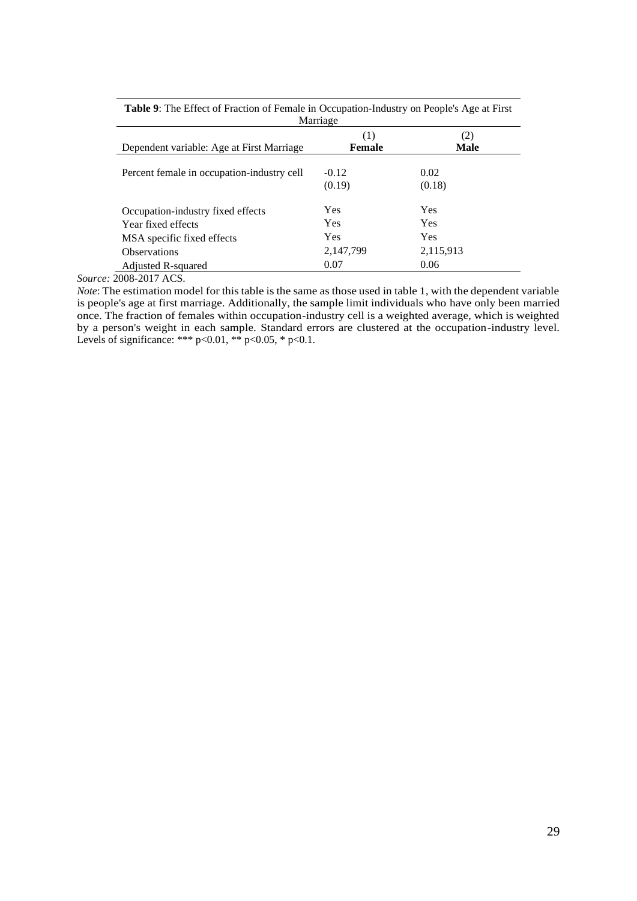**Table 9**: The Effect of Fraction of Female in Occupation-Industry on People's Age at First Marriage

| Dependent variable: Age at First Marriage | (1)<br>**Female** | (2)<br>**Male** |
|---|---|---|
| Percent female in occupation-industry cell | -0.12 | 0.02 |
| | (0.19) | (0.18) |
| Occupation-industry fixed effects | Yes | Yes |
| Year fixed effects | Yes | Yes |
| MSA specific fixed effects | Yes | Yes |
| Observations | 2,147,799 | 2,115,913 |
| Adjusted R-squared | 0.07 | 0.06 |

*Source:* 2008-2017 ACS.

*Note*: The estimation model for this table is the same as those used in table 1, with the dependent variable is people's age at first marriage. Additionally, the sample limit individuals who have only been married once. The fraction of females within occupation-industry cell is a weighted average, which is weighted by a person's weight in each sample. Standard errors are clustered at the occupation-industry level. Levels of significance: *** $p<0.01$, ** $p<0.05$, * $p<0.1$.